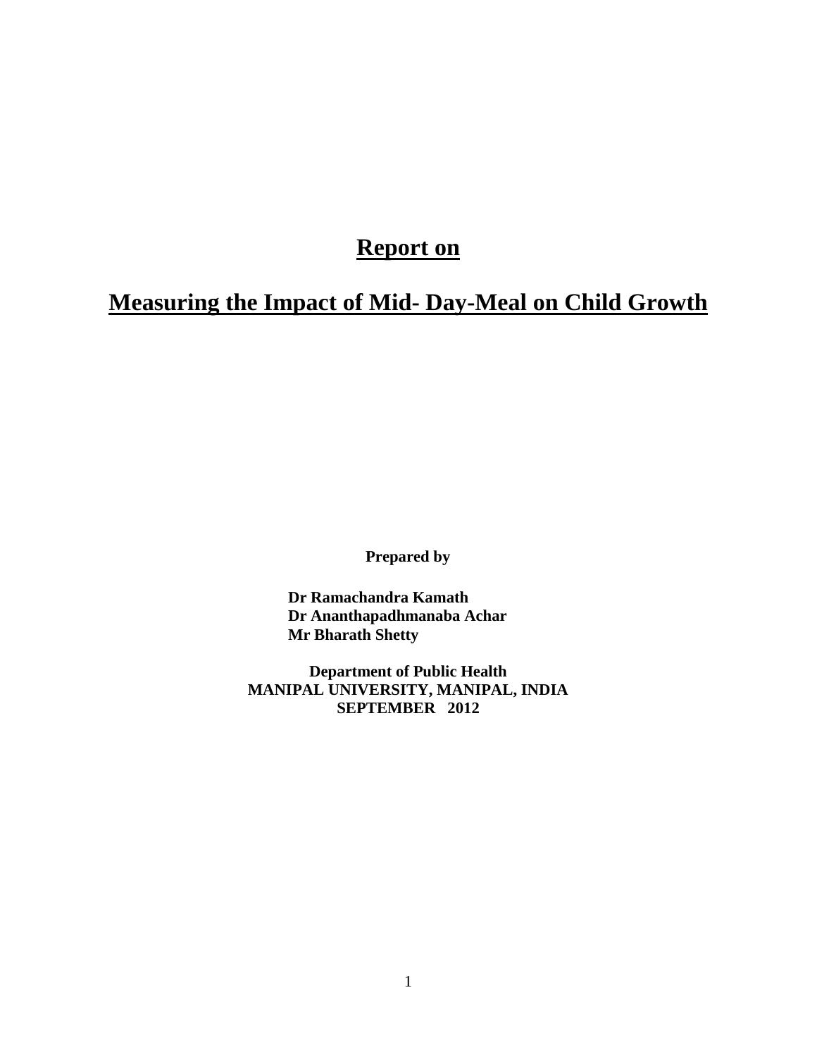# Report on

# Measuring the Impact of Mid- Day-Meal on Child Growth

**Prepared by**

**Dr Ramachandra Kamath**
**Dr Ananthapadhmanaba Achar**
**Mr Bharath Shetty**

**Department of Public Health**
**MANIPAL UNIVERSITY, MANIPAL, INDIA**
**SEPTEMBER 2012**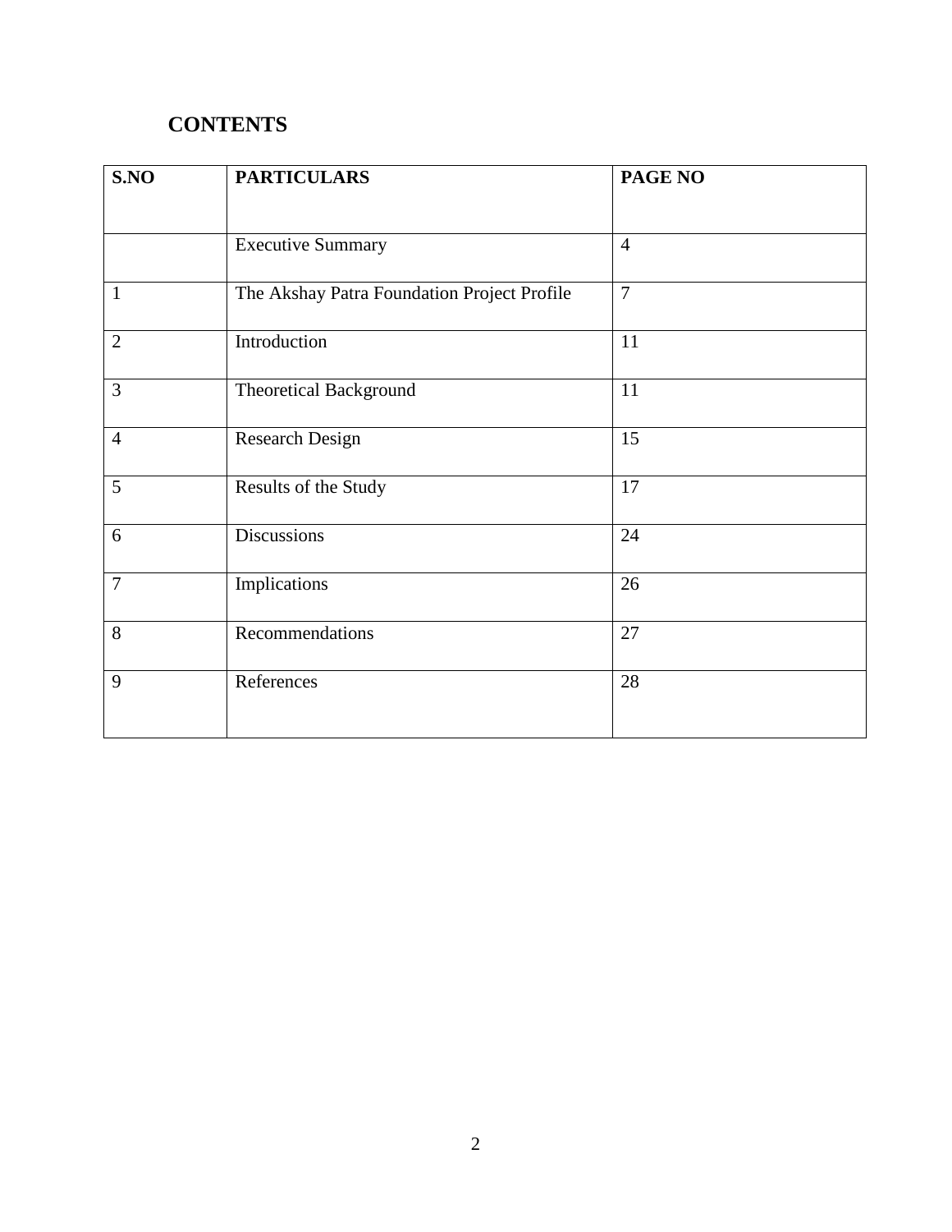# CONTENTS

| S.NO | PARTICULARS | PAGE NO |
|---|---|---|
| | Executive Summary | 4 |
| 1 | The Akshay Patra Foundation Project Profile | 7 |
| 2 | Introduction | 11 |
| 3 | Theoretical Background | 11 |
| 4 | Research Design | 15 |
| 5 | Results of the Study | 17 |
| 6 | Discussions | 24 |
| 7 | Implications | 26 |
| 8 | Recommendations | 27 |
| 9 | References | 28 |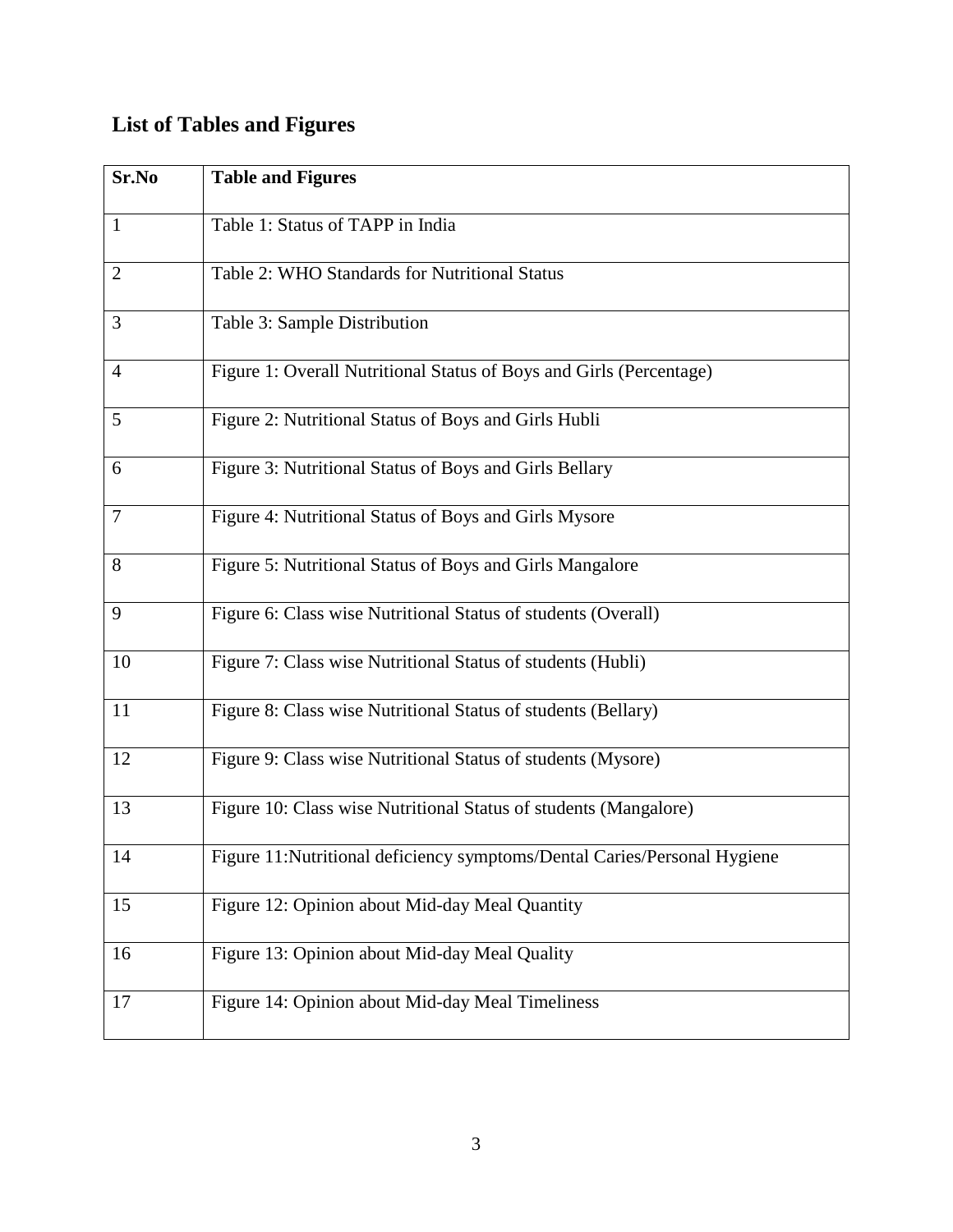## List of Tables and Figures

| Sr.No | Table and Figures |
|---|---|
| 1 | Table 1: Status of TAPP in India |
| 2 | Table 2: WHO Standards for Nutritional Status |
| 3 | Table 3: Sample Distribution |
| 4 | Figure 1: Overall Nutritional Status of Boys and Girls (Percentage) |
| 5 | Figure 2: Nutritional Status of Boys and Girls Hubli |
| 6 | Figure 3: Nutritional Status of Boys and Girls Bellary |
| 7 | Figure 4: Nutritional Status of Boys and Girls Mysore |
| 8 | Figure 5: Nutritional Status of Boys and Girls Mangalore |
| 9 | Figure 6: Class wise Nutritional Status of students (Overall) |
| 10 | Figure 7: Class wise Nutritional Status of students (Hubli) |
| 11 | Figure 8: Class wise Nutritional Status of students (Bellary) |
| 12 | Figure 9: Class wise Nutritional Status of students (Mysore) |
| 13 | Figure 10: Class wise Nutritional Status of students (Mangalore) |
| 14 | Figure 11:Nutritional deficiency symptoms/Dental Caries/Personal Hygiene |
| 15 | Figure 12: Opinion about Mid-day Meal Quantity |
| 16 | Figure 13: Opinion about Mid-day Meal Quality |
| 17 | Figure 14: Opinion about Mid-day Meal Timeliness |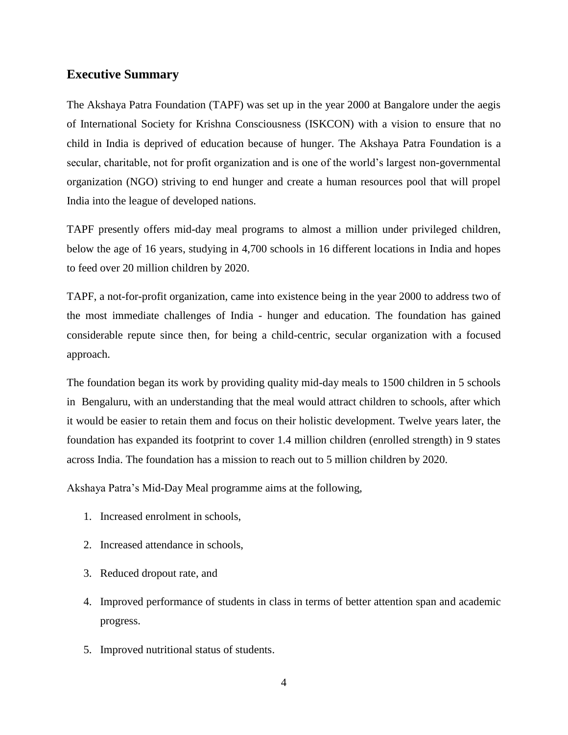## Executive Summary

The Akshaya Patra Foundation (TAPF) was set up in the year 2000 at Bangalore under the aegis of International Society for Krishna Consciousness (ISKCON) with a vision to ensure that no child in India is deprived of education because of hunger. The Akshaya Patra Foundation is a secular, charitable, not for profit organization and is one of the world's largest non-governmental organization (NGO) striving to end hunger and create a human resources pool that will propel India into the league of developed nations.

TAPF presently offers mid-day meal programs to almost a million under privileged children, below the age of 16 years, studying in 4,700 schools in 16 different locations in India and hopes to feed over 20 million children by 2020.

TAPF, a not-for-profit organization, came into existence being in the year 2000 to address two of the most immediate challenges of India - hunger and education. The foundation has gained considerable repute since then, for being a child-centric, secular organization with a focused approach.

The foundation began its work by providing quality mid-day meals to 1500 children in 5 schools in Bengaluru, with an understanding that the meal would attract children to schools, after which it would be easier to retain them and focus on their holistic development. Twelve years later, the foundation has expanded its footprint to cover 1.4 million children (enrolled strength) in 9 states across India. The foundation has a mission to reach out to 5 million children by 2020.

Akshaya Patra's Mid-Day Meal programme aims at the following,

1. Increased enrolment in schools,
2. Increased attendance in schools,
3. Reduced dropout rate, and
4. Improved performance of students in class in terms of better attention span and academic progress.
5. Improved nutritional status of students.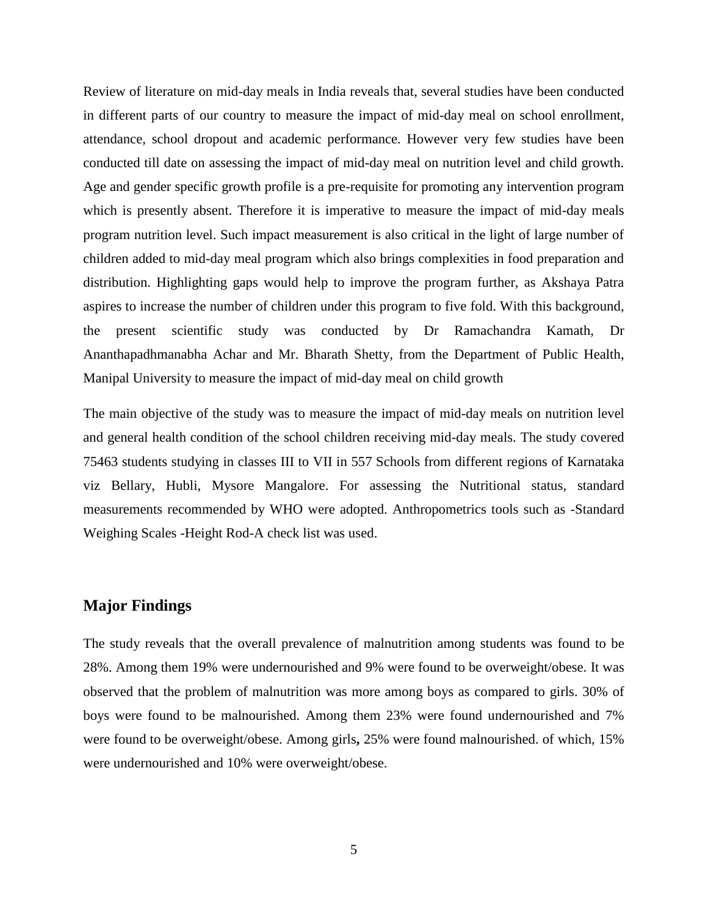Review of literature on mid-day meals in India reveals that, several studies have been conducted in different parts of our country to measure the impact of mid-day meal on school enrollment, attendance, school dropout and academic performance. However very few studies have been conducted till date on assessing the impact of mid-day meal on nutrition level and child growth. Age and gender specific growth profile is a pre-requisite for promoting any intervention program which is presently absent. Therefore it is imperative to measure the impact of mid-day meals program nutrition level. Such impact measurement is also critical in the light of large number of children added to mid-day meal program which also brings complexities in food preparation and distribution. Highlighting gaps would help to improve the program further, as Akshaya Patra aspires to increase the number of children under this program to five fold. With this background, the present scientific study was conducted by Dr Ramachandra Kamath, Dr Ananthapadhmanabha Achar and Mr. Bharath Shetty, from the Department of Public Health, Manipal University to measure the impact of mid-day meal on child growth

The main objective of the study was to measure the impact of mid-day meals on nutrition level and general health condition of the school children receiving mid-day meals. The study covered 75463 students studying in classes III to VII in 557 Schools from different regions of Karnataka viz Bellary, Hubli, Mysore Mangalore. For assessing the Nutritional status, standard measurements recommended by WHO were adopted. Anthropometrics tools such as -Standard Weighing Scales -Height Rod-A check list was used.

## Major Findings

The study reveals that the overall prevalence of malnutrition among students was found to be 28%. Among them 19% were undernourished and 9% were found to be overweight/obese. It was observed that the problem of malnutrition was more among boys as compared to girls. 30% of boys were found to be malnourished. Among them 23% were found undernourished and 7% were found to be overweight/obese. Among girls**,** 25% were found malnourished. of which, 15% were undernourished and 10% were overweight/obese.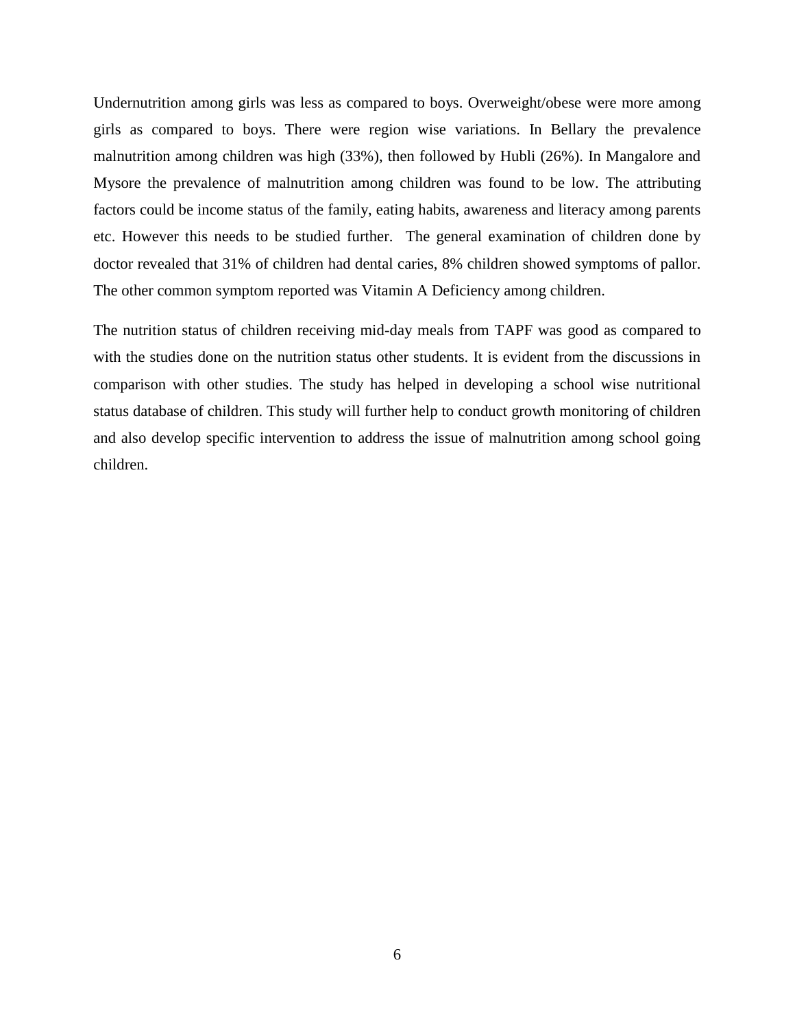Undernutrition among girls was less as compared to boys. Overweight/obese were more among girls as compared to boys. There were region wise variations. In Bellary the prevalence malnutrition among children was high (33%), then followed by Hubli (26%). In Mangalore and Mysore the prevalence of malnutrition among children was found to be low. The attributing factors could be income status of the family, eating habits, awareness and literacy among parents etc. However this needs to be studied further.  The general examination of children done by doctor revealed that 31% of children had dental caries, 8% children showed symptoms of pallor. The other common symptom reported was Vitamin A Deficiency among children.

The nutrition status of children receiving mid-day meals from TAPF was good as compared to with the studies done on the nutrition status other students. It is evident from the discussions in comparison with other studies. The study has helped in developing a school wise nutritional status database of children. This study will further help to conduct growth monitoring of children and also develop specific intervention to address the issue of malnutrition among school going children.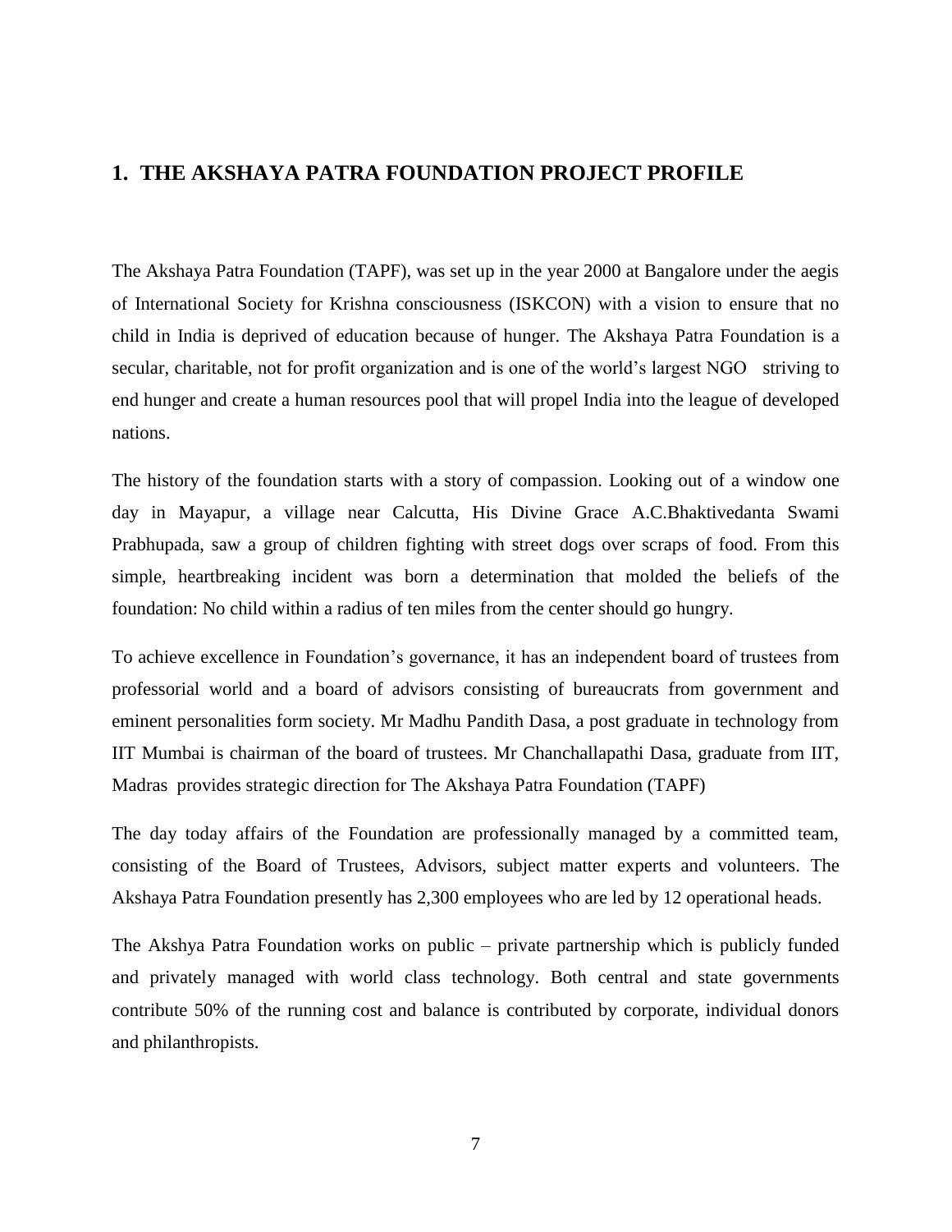## 1. THE AKSHAYA PATRA FOUNDATION PROJECT PROFILE

The Akshaya Patra Foundation (TAPF), was set up in the year 2000 at Bangalore under the aegis of International Society for Krishna consciousness (ISKCON) with a vision to ensure that no child in India is deprived of education because of hunger. The Akshaya Patra Foundation is a secular, charitable, not for profit organization and is one of the world's largest NGO striving to end hunger and create a human resources pool that will propel India into the league of developed nations.

The history of the foundation starts with a story of compassion. Looking out of a window one day in Mayapur, a village near Calcutta, His Divine Grace A.C.Bhaktivedanta Swami Prabhupada, saw a group of children fighting with street dogs over scraps of food. From this simple, heartbreaking incident was born a determination that molded the beliefs of the foundation: No child within a radius of ten miles from the center should go hungry.

To achieve excellence in Foundation's governance, it has an independent board of trustees from professorial world and a board of advisors consisting of bureaucrats from government and eminent personalities form society. Mr Madhu Pandith Dasa, a post graduate in technology from IIT Mumbai is chairman of the board of trustees. Mr Chanchallapathi Dasa, graduate from IIT, Madras provides strategic direction for The Akshaya Patra Foundation (TAPF)

The day today affairs of the Foundation are professionally managed by a committed team, consisting of the Board of Trustees, Advisors, subject matter experts and volunteers. The Akshaya Patra Foundation presently has 2,300 employees who are led by 12 operational heads.

The Akshya Patra Foundation works on public – private partnership which is publicly funded and privately managed with world class technology. Both central and state governments contribute 50% of the running cost and balance is contributed by corporate, individual donors and philanthropists.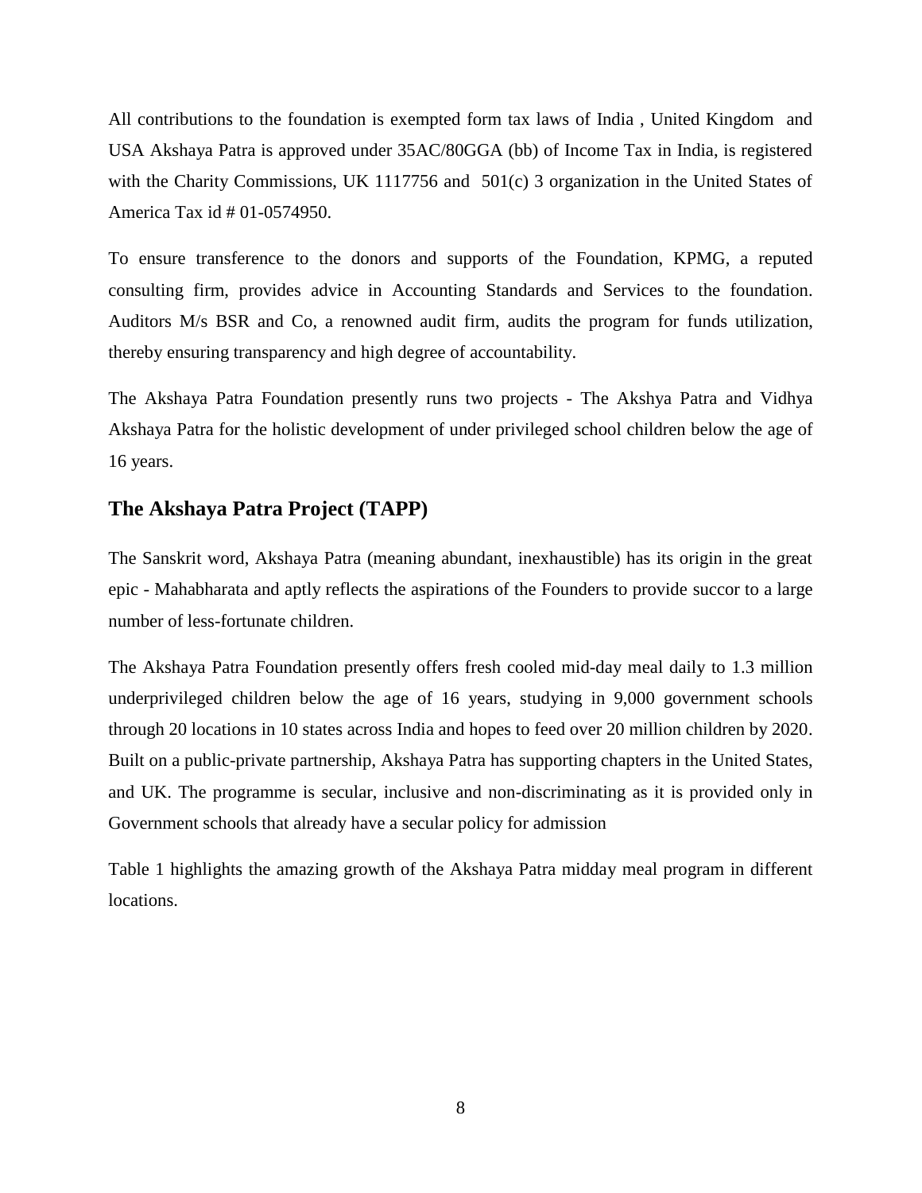All contributions to the foundation is exempted form tax laws of India , United Kingdom and USA Akshaya Patra is approved under 35AC/80GGA (bb) of Income Tax in India, is registered with the Charity Commissions, UK 1117756 and 501(c) 3 organization in the United States of America Tax id # 01-0574950.

To ensure transference to the donors and supports of the Foundation, KPMG, a reputed consulting firm, provides advice in Accounting Standards and Services to the foundation. Auditors M/s BSR and Co, a renowned audit firm, audits the program for funds utilization, thereby ensuring transparency and high degree of accountability.

The Akshaya Patra Foundation presently runs two projects - The Akshya Patra and Vidhya Akshaya Patra for the holistic development of under privileged school children below the age of 16 years.

## The Akshaya Patra Project (TAPP)

The Sanskrit word, Akshaya Patra (meaning abundant, inexhaustible) has its origin in the great epic - Mahabharata and aptly reflects the aspirations of the Founders to provide succor to a large number of less-fortunate children.

The Akshaya Patra Foundation presently offers fresh cooled mid-day meal daily to 1.3 million underprivileged children below the age of 16 years, studying in 9,000 government schools through 20 locations in 10 states across India and hopes to feed over 20 million children by 2020. Built on a public-private partnership, Akshaya Patra has supporting chapters in the United States, and UK. The programme is secular, inclusive and non-discriminating as it is provided only in Government schools that already have a secular policy for admission

Table 1 highlights the amazing growth of the Akshaya Patra midday meal program in different locations.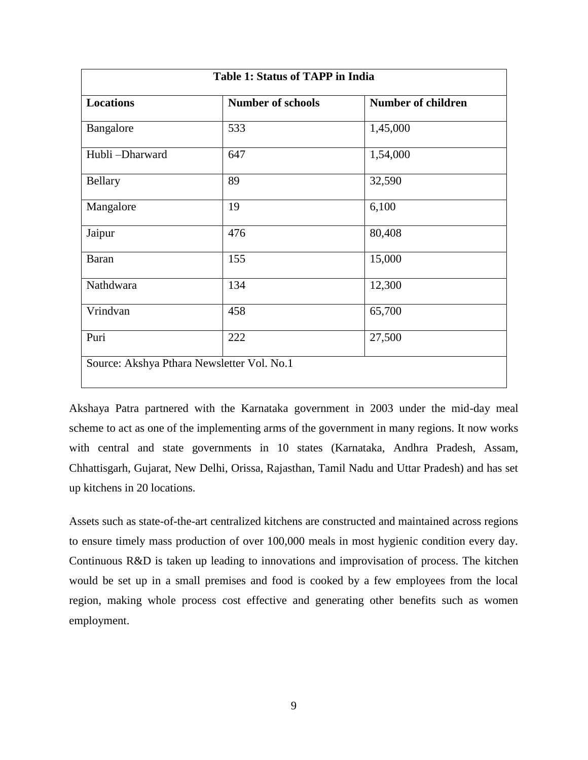**Table 1: Status of TAPP in India**

| Locations | Number of schools | Number of children |
| --- | --- | --- |
| Bangalore | 533 | 1,45,000 |
| Hubli –Dharward | 647 | 1,54,000 |
| Bellary | 89 | 32,590 |
| Mangalore | 19 | 6,100 |
| Jaipur | 476 | 80,408 |
| Baran | 155 | 15,000 |
| Nathdwara | 134 | 12,300 |
| Vrindvan | 458 | 65,700 |
| Puri | 222 | 27,500 |
| Source: Akshya Pthara Newsletter Vol. No.1 | | |

Akshaya Patra partnered with the Karnataka government in 2003 under the mid-day meal scheme to act as one of the implementing arms of the government in many regions. It now works with central and state governments in 10 states (Karnataka, Andhra Pradesh, Assam, Chhattisgarh, Gujarat, New Delhi, Orissa, Rajasthan, Tamil Nadu and Uttar Pradesh) and has set up kitchens in 20 locations.

Assets such as state-of-the-art centralized kitchens are constructed and maintained across regions to ensure timely mass production of over 100,000 meals in most hygienic condition every day. Continuous R&D is taken up leading to innovations and improvisation of process. The kitchen would be set up in a small premises and food is cooked by a few employees from the local region, making whole process cost effective and generating other benefits such as women employment.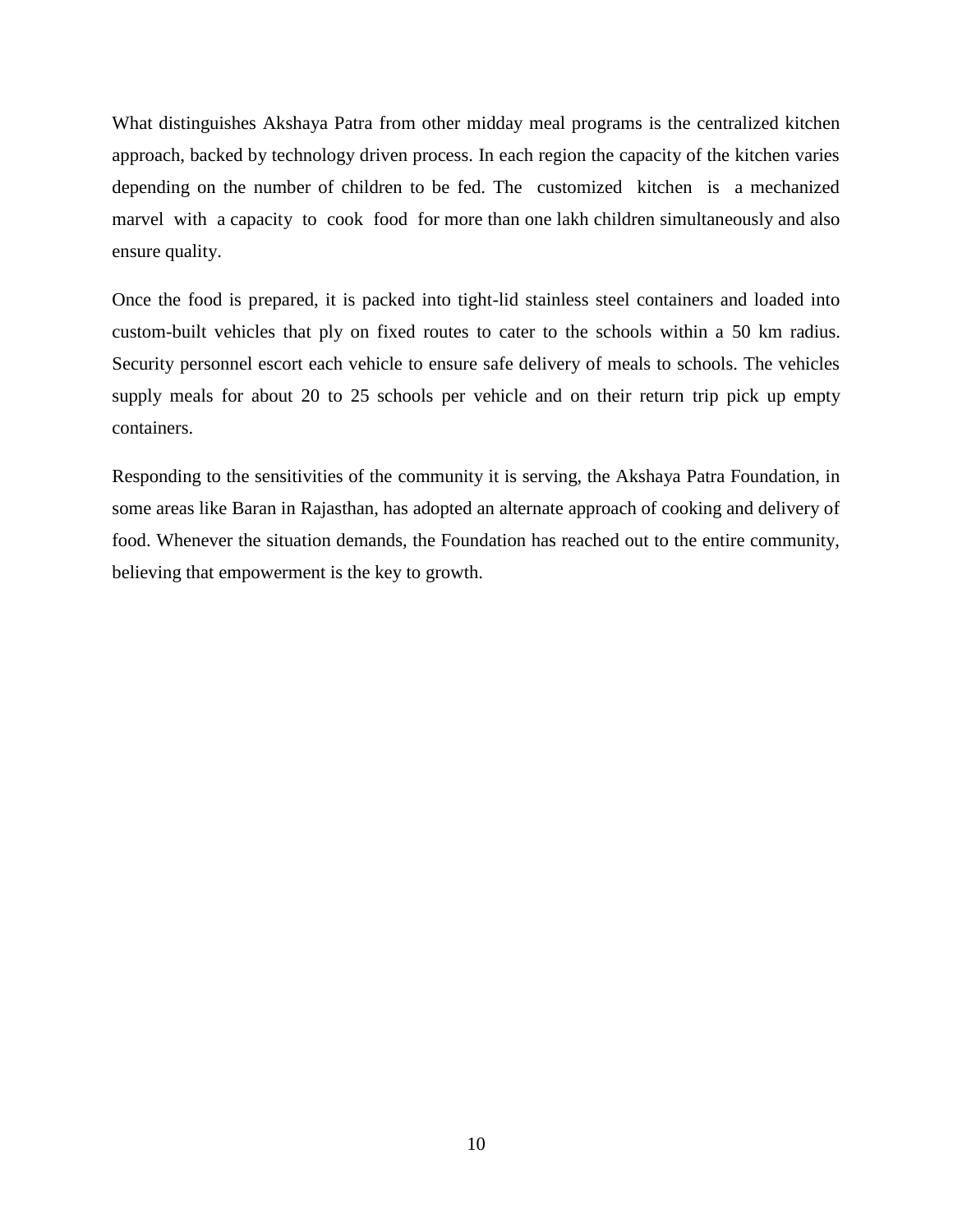What distinguishes Akshaya Patra from other midday meal programs is the centralized kitchen approach, backed by technology driven process. In each region the capacity of the kitchen varies depending on the number of children to be fed. The customized kitchen is a mechanized marvel with a capacity to cook food for more than one lakh children simultaneously and also ensure quality.

Once the food is prepared, it is packed into tight-lid stainless steel containers and loaded into custom-built vehicles that ply on fixed routes to cater to the schools within a 50 km radius. Security personnel escort each vehicle to ensure safe delivery of meals to schools. The vehicles supply meals for about 20 to 25 schools per vehicle and on their return trip pick up empty containers.

Responding to the sensitivities of the community it is serving, the Akshaya Patra Foundation, in some areas like Baran in Rajasthan, has adopted an alternate approach of cooking and delivery of food. Whenever the situation demands, the Foundation has reached out to the entire community, believing that empowerment is the key to growth.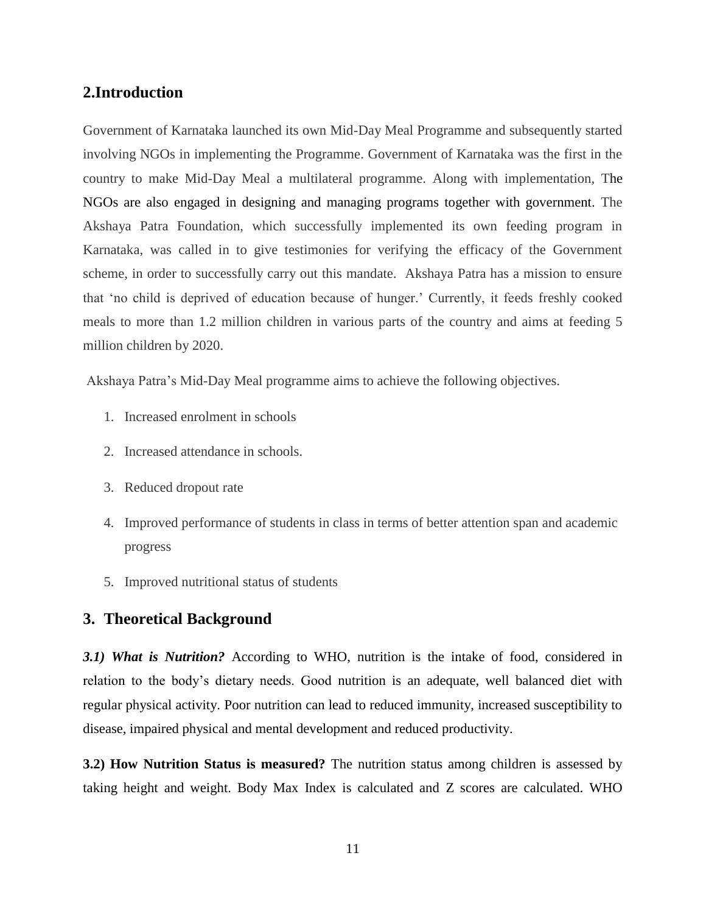## 2.Introduction

Government of Karnataka launched its own Mid-Day Meal Programme and subsequently started involving NGOs in implementing the Programme. Government of Karnataka was the first in the country to make Mid-Day Meal a multilateral programme. Along with implementation, The NGOs are also engaged in designing and managing programs together with government. The Akshaya Patra Foundation, which successfully implemented its own feeding program in Karnataka, was called in to give testimonies for verifying the efficacy of the Government scheme, in order to successfully carry out this mandate. Akshaya Patra has a mission to ensure that 'no child is deprived of education because of hunger.' Currently, it feeds freshly cooked meals to more than 1.2 million children in various parts of the country and aims at feeding 5 million children by 2020.

Akshaya Patra's Mid-Day Meal programme aims to achieve the following objectives.

1. Increased enrolment in schools
2. Increased attendance in schools.
3. Reduced dropout rate
4. Improved performance of students in class in terms of better attention span and academic progress
5. Improved nutritional status of students

## 3. Theoretical Background

***3.1) What is Nutrition?*** According to WHO, nutrition is the intake of food, considered in relation to the body's dietary needs. Good nutrition is an adequate, well balanced diet with regular physical activity. Poor nutrition can lead to reduced immunity, increased susceptibility to disease, impaired physical and mental development and reduced productivity.

**3.2) How Nutrition Status is measured?** The nutrition status among children is assessed by taking height and weight. Body Max Index is calculated and Z scores are calculated. WHO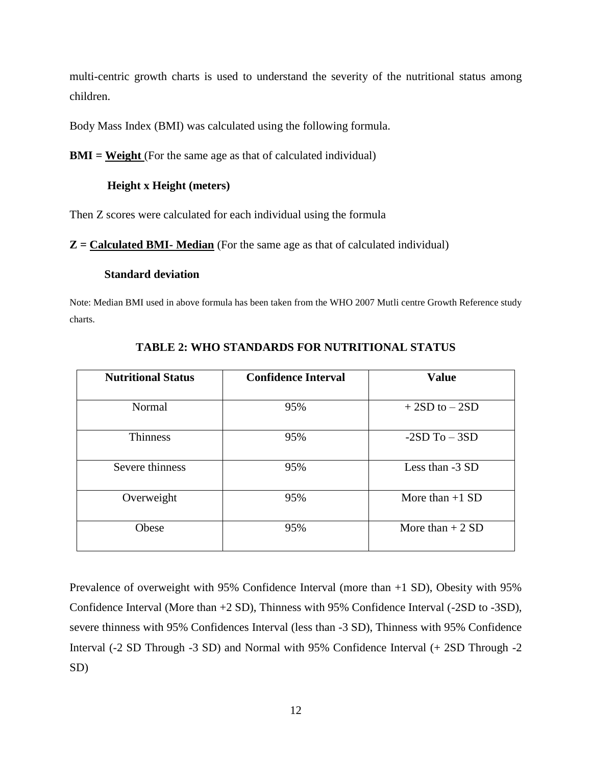multi-centric growth charts is used to understand the severity of the nutritional status among children.

Body Mass Index (BMI) was calculated using the following formula.

$$\textbf{BMI} = \frac{\textbf{Weight}}{\textbf{Height x Height (meters)}}$$ (For the same age as that of calculated individual)

Then Z scores were calculated for each individual using the formula

$$\textbf{Z} = \frac{\textbf{Calculated BMI- Median}}{\textbf{Standard deviation}}$$ (For the same age as that of calculated individual)

Note: Median BMI used in above formula has been taken from the WHO 2007 Mutli centre Growth Reference study charts.

**TABLE 2: WHO STANDARDS FOR NUTRITIONAL STATUS**

| Nutritional Status | Confidence Interval | Value |
|---|---|---|
| Normal | 95% | + 2SD to – 2SD |
| Thinness | 95% | -2SD To – 3SD |
| Severe thinness | 95% | Less than -3 SD |
| Overweight | 95% | More than +1 SD |
| Obese | 95% | More than + 2 SD |

Prevalence of overweight with 95% Confidence Interval (more than +1 SD), Obesity with 95% Confidence Interval (More than +2 SD), Thinness with 95% Confidence Interval (-2SD to -3SD), severe thinness with 95% Confidences Interval (less than -3 SD), Thinness with 95% Confidence Interval (-2 SD Through -3 SD) and Normal with 95% Confidence Interval (+ 2SD Through -2 SD)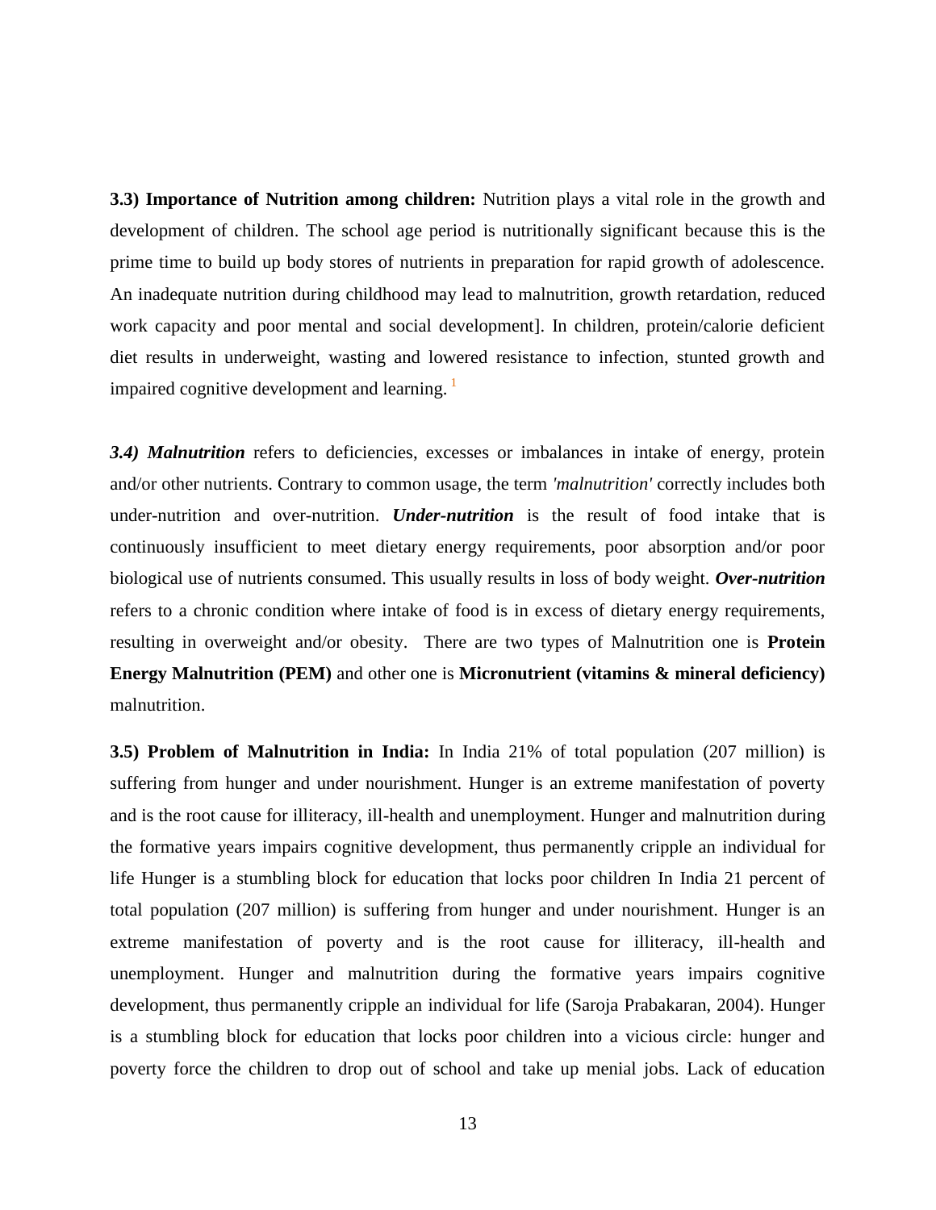**3.3) Importance of Nutrition among children:** Nutrition plays a vital role in the growth and development of children. The school age period is nutritionally significant because this is the prime time to build up body stores of nutrients in preparation for rapid growth of adolescence. An inadequate nutrition during childhood may lead to malnutrition, growth retardation, reduced work capacity and poor mental and social development]. In children, protein/calorie deficient diet results in underweight, wasting and lowered resistance to infection, stunted growth and impaired cognitive development and learning. [1]

***3.4) Malnutrition*** refers to deficiencies, excesses or imbalances in intake of energy, protein and/or other nutrients. Contrary to common usage, the term *'malnutrition'* correctly includes both under-nutrition and over-nutrition. ***Under-nutrition*** is the result of food intake that is continuously insufficient to meet dietary energy requirements, poor absorption and/or poor biological use of nutrients consumed. This usually results in loss of body weight. ***Over-nutrition*** refers to a chronic condition where intake of food is in excess of dietary energy requirements, resulting in overweight and/or obesity. There are two types of Malnutrition one is **Protein Energy Malnutrition (PEM)** and other one is **Micronutrient (vitamins & mineral deficiency)** malnutrition.

**3.5) Problem of Malnutrition in India:** In India 21% of total population (207 million) is suffering from hunger and under nourishment. Hunger is an extreme manifestation of poverty and is the root cause for illiteracy, ill-health and unemployment. Hunger and malnutrition during the formative years impairs cognitive development, thus permanently cripple an individual for life Hunger is a stumbling block for education that locks poor children In India 21 percent of total population (207 million) is suffering from hunger and under nourishment. Hunger is an extreme manifestation of poverty and is the root cause for illiteracy, ill-health and unemployment. Hunger and malnutrition during the formative years impairs cognitive development, thus permanently cripple an individual for life (Saroja Prabakaran, 2004). Hunger is a stumbling block for education that locks poor children into a vicious circle: hunger and poverty force the children to drop out of school and take up menial jobs. Lack of education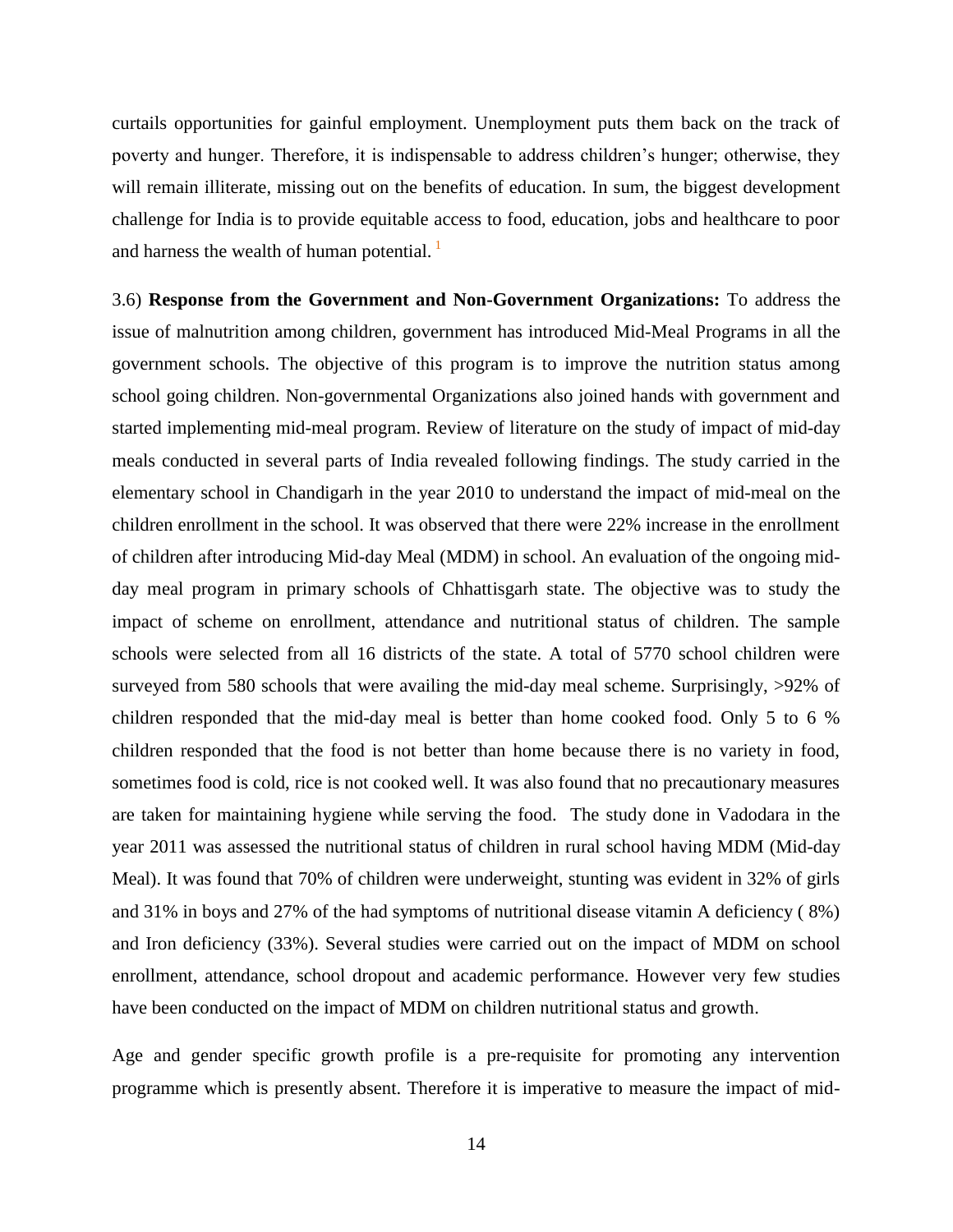curtails opportunities for gainful employment. Unemployment puts them back on the track of poverty and hunger. Therefore, it is indispensable to address children's hunger; otherwise, they will remain illiterate, missing out on the benefits of education. In sum, the biggest development challenge for India is to provide equitable access to food, education, jobs and healthcare to poor and harness the wealth of human potential. [1]

3.6) **Response from the Government and Non-Government Organizations:** To address the issue of malnutrition among children, government has introduced Mid-Meal Programs in all the government schools. The objective of this program is to improve the nutrition status among school going children. Non-governmental Organizations also joined hands with government and started implementing mid-meal program. Review of literature on the study of impact of mid-day meals conducted in several parts of India revealed following findings. The study carried in the elementary school in Chandigarh in the year 2010 to understand the impact of mid-meal on the children enrollment in the school. It was observed that there were 22% increase in the enrollment of children after introducing Mid-day Meal (MDM) in school. An evaluation of the ongoing mid-day meal program in primary schools of Chhattisgarh state. The objective was to study the impact of scheme on enrollment, attendance and nutritional status of children. The sample schools were selected from all 16 districts of the state. A total of 5770 school children were surveyed from 580 schools that were availing the mid-day meal scheme. Surprisingly, >92% of children responded that the mid-day meal is better than home cooked food. Only 5 to 6 % children responded that the food is not better than home because there is no variety in food, sometimes food is cold, rice is not cooked well. It was also found that no precautionary measures are taken for maintaining hygiene while serving the food. The study done in Vadodara in the year 2011 was assessed the nutritional status of children in rural school having MDM (Mid-day Meal). It was found that 70% of children were underweight, stunting was evident in 32% of girls and 31% in boys and 27% of the had symptoms of nutritional disease vitamin A deficiency ( 8%) and Iron deficiency (33%). Several studies were carried out on the impact of MDM on school enrollment, attendance, school dropout and academic performance. However very few studies have been conducted on the impact of MDM on children nutritional status and growth.

Age and gender specific growth profile is a pre-requisite for promoting any intervention programme which is presently absent. Therefore it is imperative to measure the impact of mid-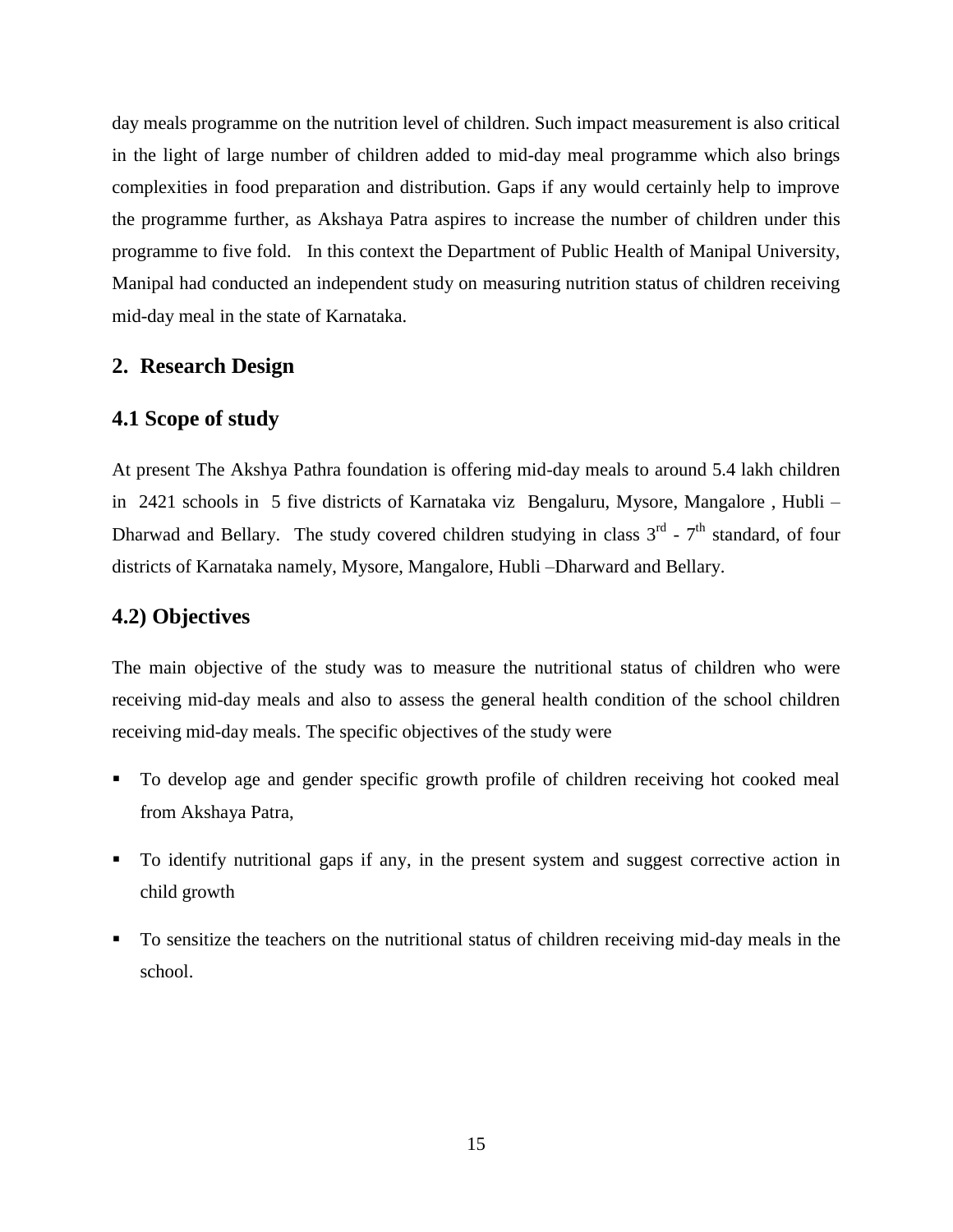day meals programme on the nutrition level of children. Such impact measurement is also critical in the light of large number of children added to mid-day meal programme which also brings complexities in food preparation and distribution. Gaps if any would certainly help to improve the programme further, as Akshaya Patra aspires to increase the number of children under this programme to five fold. In this context the Department of Public Health of Manipal University, Manipal had conducted an independent study on measuring nutrition status of children receiving mid-day meal in the state of Karnataka.

## 2. Research Design

### 4.1 Scope of study

At present The Akshya Pathra foundation is offering mid-day meals to around 5.4 lakh children in 2421 schools in 5 five districts of Karnataka viz Bengaluru, Mysore, Mangalore , Hubli – Dharwad and Bellary. The study covered children studying in class 3rd - 7th standard, of four districts of Karnataka namely, Mysore, Mangalore, Hubli –Dharward and Bellary.

### 4.2) Objectives

The main objective of the study was to measure the nutritional status of children who were receiving mid-day meals and also to assess the general health condition of the school children receiving mid-day meals. The specific objectives of the study were

- To develop age and gender specific growth profile of children receiving hot cooked meal from Akshaya Patra,
- To identify nutritional gaps if any, in the present system and suggest corrective action in child growth
- To sensitize the teachers on the nutritional status of children receiving mid-day meals in the school.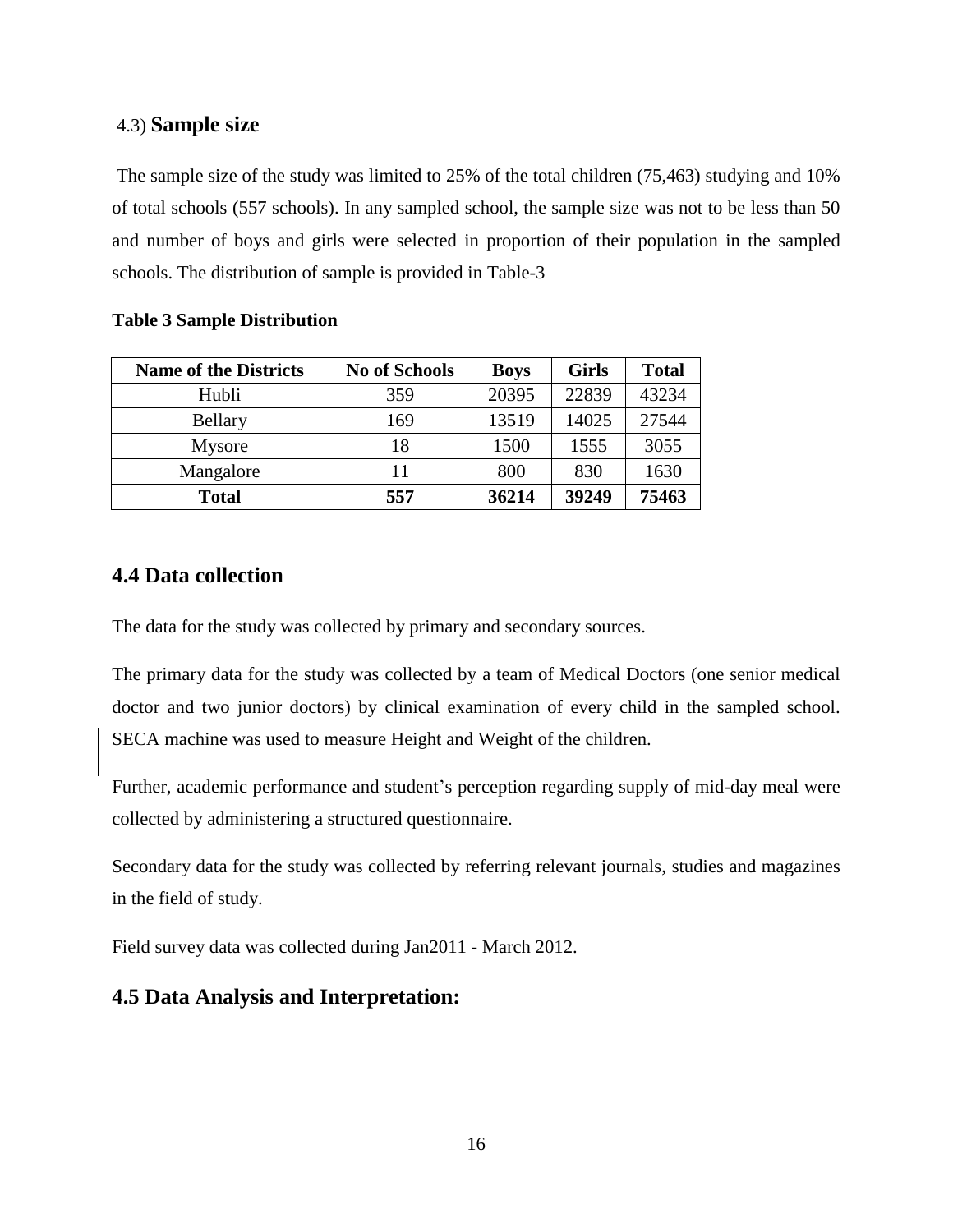## 4.3) **Sample size**

The sample size of the study was limited to 25% of the total children (75,463) studying and 10% of total schools (557 schools). In any sampled school, the sample size was not to be less than 50 and number of boys and girls were selected in proportion of their population in the sampled schools. The distribution of sample is provided in Table-3

**Table 3 Sample Distribution**

| Name of the Districts | No of Schools | Boys | Girls | Total |
|---|---|---|---|---|
| Hubli | 359 | 20395 | 22839 | 43234 |
| Bellary | 169 | 13519 | 14025 | 27544 |
| Mysore | 18 | 1500 | 1555 | 3055 |
| Mangalore | 11 | 800 | 830 | 1630 |
| **Total** | **557** | **36214** | **39249** | **75463** |

## 4.4 Data collection

The data for the study was collected by primary and secondary sources.

The primary data for the study was collected by a team of Medical Doctors (one senior medical doctor and two junior doctors) by clinical examination of every child in the sampled school. SECA machine was used to measure Height and Weight of the children.

Further, academic performance and student's perception regarding supply of mid-day meal were collected by administering a structured questionnaire.

Secondary data for the study was collected by referring relevant journals, studies and magazines in the field of study.

Field survey data was collected during Jan2011 - March 2012.

## 4.5 Data Analysis and Interpretation: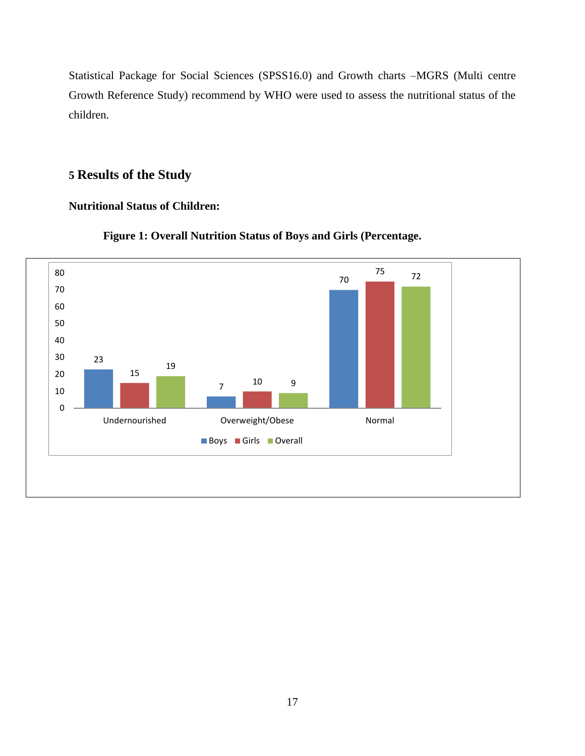Statistical Package for Social Sciences (SPSS16.0) and Growth charts –MGRS (Multi centre Growth Reference Study) recommend by WHO were used to assess the nutritional status of the children.

## 5 Results of the Study

**Nutritional Status of Children:**

**Figure 1: Overall Nutrition Status of Boys and Girls (Percentage.**

| | Boys | Girls | Overall |
|---|---|---|---|
| Undernourished | 23 | 15 | 19 |
| Overweight/Obese | 7 | 10 | 9 |
| Normal | 70 | 75 | 72 |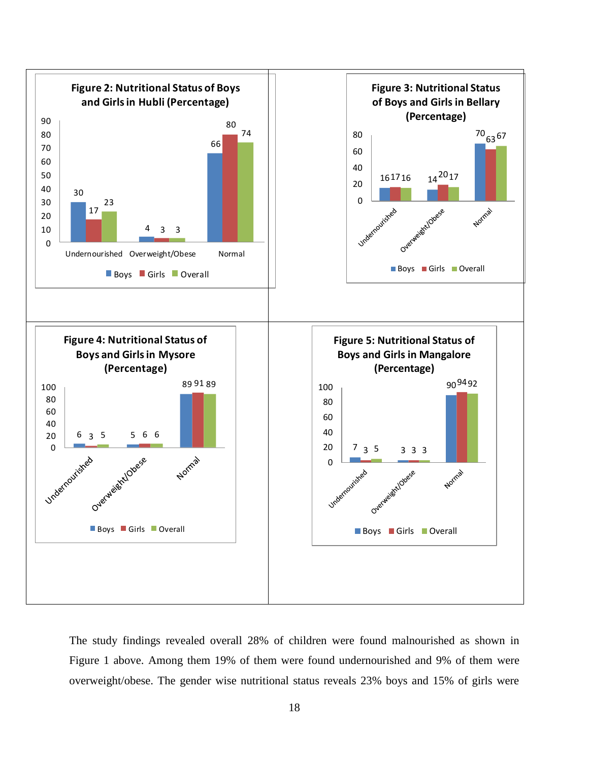**Figure 2: Nutritional Status of Boys and Girls in Hubli (Percentage)**

| | Boys | Girls | Overall |
|---|---|---|---|
| Undernourished | 30 | 17 | 23 |
| Overweight/Obese | 4 | 3 | 3 |
| Normal | 66 | 80 | 74 |

**Figure 3: Nutritional Status of Boys and Girls in Bellary (Percentage)**

| | Boys | Girls | Overall |
|---|---|---|---|
| Undernourished | 16 | 17 | 16 |
| Overweight/Obese | 14 | 20 | 17 |
| Normal | 70 | 63 | 67 |

**Figure 4: Nutritional Status of Boys and Girls in Mysore (Percentage)**

| | Boys | Girls | Overall |
|---|---|---|---|
| Undernourished | 6 | 3 | 5 |
| Overweight/Obese | 5 | 6 | 6 |
| Normal | 89 | 91 | 89 |

**Figure 5: Nutritional Status of Boys and Girls in Mangalore (Percentage)**

| | Boys | Girls | Overall |
|---|---|---|---|
| Undernourished | 7 | 3 | 5 |
| Overweight/Obese | 3 | 3 | 3 |
| Normal | 90 | 94 | 92 |

The study findings revealed overall 28% of children were found malnourished as shown in Figure 1 above. Among them 19% of them were found undernourished and 9% of them were overweight/obese. The gender wise nutritional status reveals 23% boys and 15% of girls were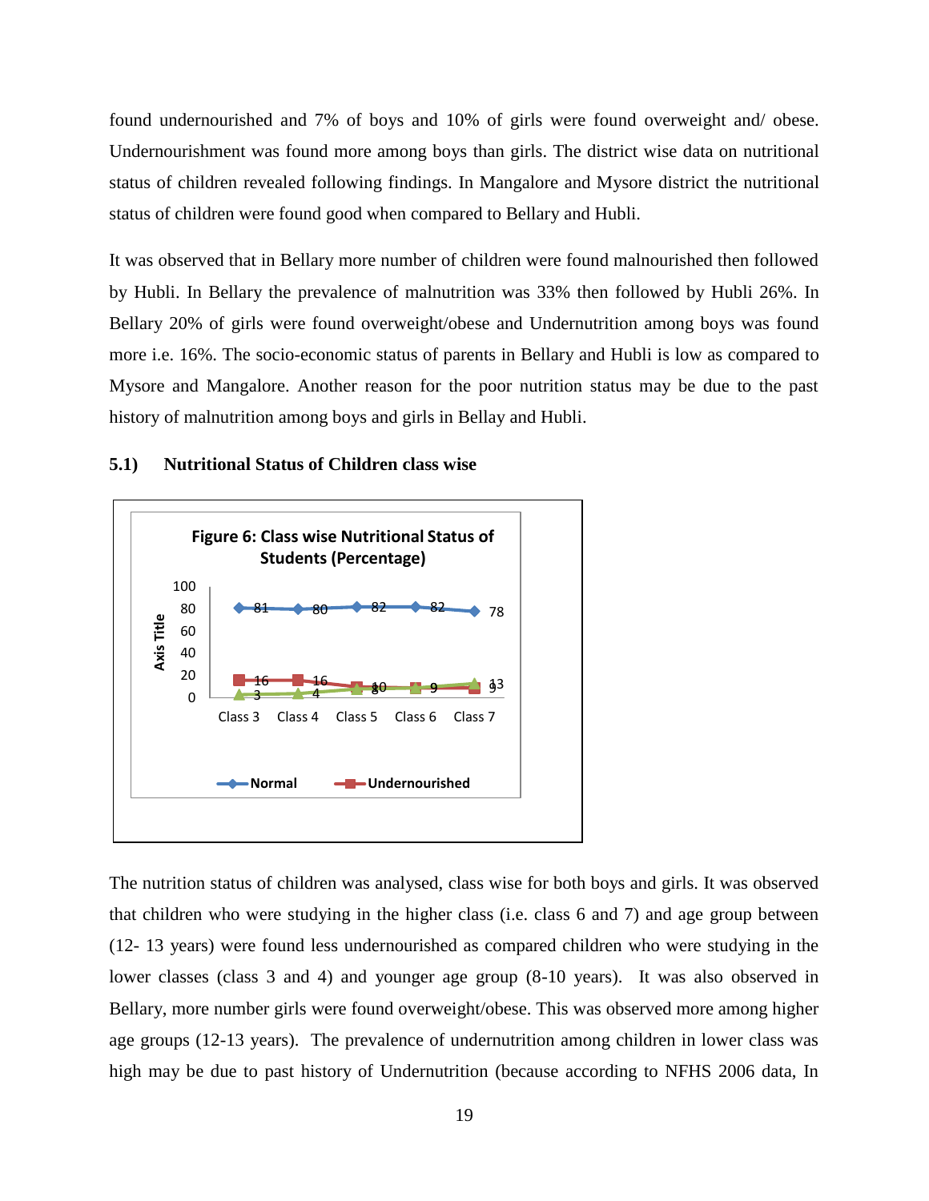found undernourished and 7% of boys and 10% of girls were found overweight and/ obese. Undernourishment was found more among boys than girls. The district wise data on nutritional status of children revealed following findings. In Mangalore and Mysore district the nutritional status of children were found good when compared to Bellary and Hubli.

It was observed that in Bellary more number of children were found malnourished then followed by Hubli. In Bellary the prevalence of malnutrition was 33% then followed by Hubli 26%. In Bellary 20% of girls were found overweight/obese and Undernutrition among boys was found more i.e. 16%. The socio-economic status of parents in Bellary and Hubli is low as compared to Mysore and Mangalore. Another reason for the poor nutrition status may be due to the past history of malnutrition among boys and girls in Bellay and Hubli.

### 5.1) Nutritional Status of Children class wise

**Figure 6: Class wise Nutritional Status of Students (Percentage)**

| | Class 3 | Class 4 | Class 5 | Class 6 | Class 7 |
|---|---|---|---|---|---|
| Normal | 81 | 80 | 82 | 82 | 78 |
| Undernourished | 16 | 16 | 10 | 9 | 9 |
| (third series) | 3 | 4 | 8 | 9 | 13 |

The nutrition status of children was analysed, class wise for both boys and girls. It was observed that children who were studying in the higher class (i.e. class 6 and 7) and age group between (12- 13 years) were found less undernourished as compared children who were studying in the lower classes (class 3 and 4) and younger age group (8-10 years). It was also observed in Bellary, more number girls were found overweight/obese. This was observed more among higher age groups (12-13 years). The prevalence of undernutrition among children in lower class was high may be due to past history of Undernutrition (because according to NFHS 2006 data, In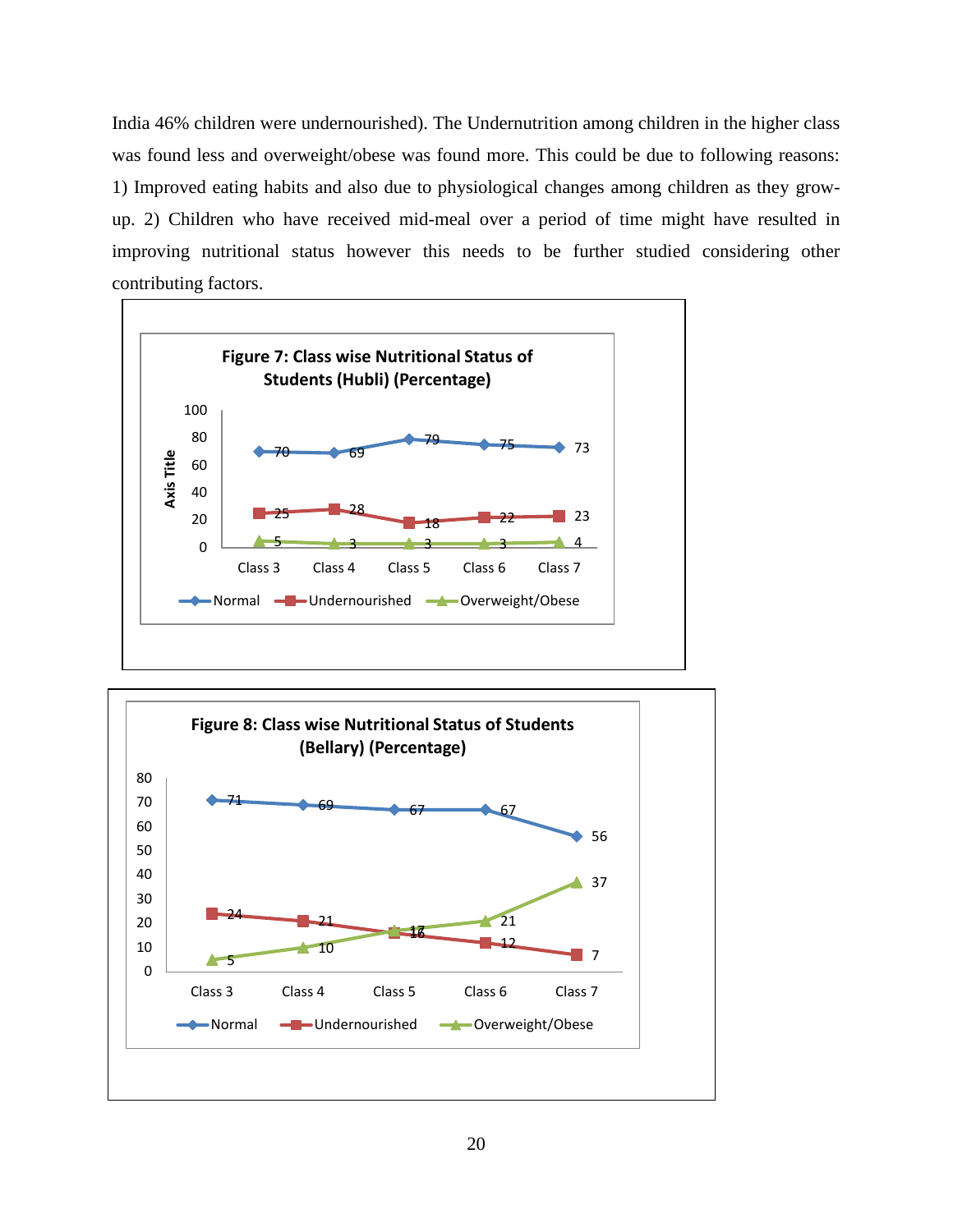India 46% children were undernourished). The Undernutrition among children in the higher class was found less and overweight/obese was found more. This could be due to following reasons: 1) Improved eating habits and also due to physiological changes among children as they grow-up. 2) Children who have received mid-meal over a period of time might have resulted in improving nutritional status however this needs to be further studied considering other contributing factors.

**Figure 7: Class wise Nutritional Status of Students (Hubli) (Percentage)**

| | Class 3 | Class 4 | Class 5 | Class 6 | Class 7 |
|---|---|---|---|---|---|
| Normal | 70 | 69 | 79 | 75 | 73 |
| Undernourished | 25 | 28 | 18 | 22 | 23 |
| Overweight/Obese | 5 | 3 | 3 | 3 | 4 |

**Figure 8: Class wise Nutritional Status of Students (Bellary) (Percentage)**

| | Class 3 | Class 4 | Class 5 | Class 6 | Class 7 |
|---|---|---|---|---|---|
| Normal | 71 | 69 | 67 | 67 | 56 |
| Undernourished | 24 | 21 | 16 | 12 | 7 |
| Overweight/Obese | 5 | 10 | 17 | 21 | 37 |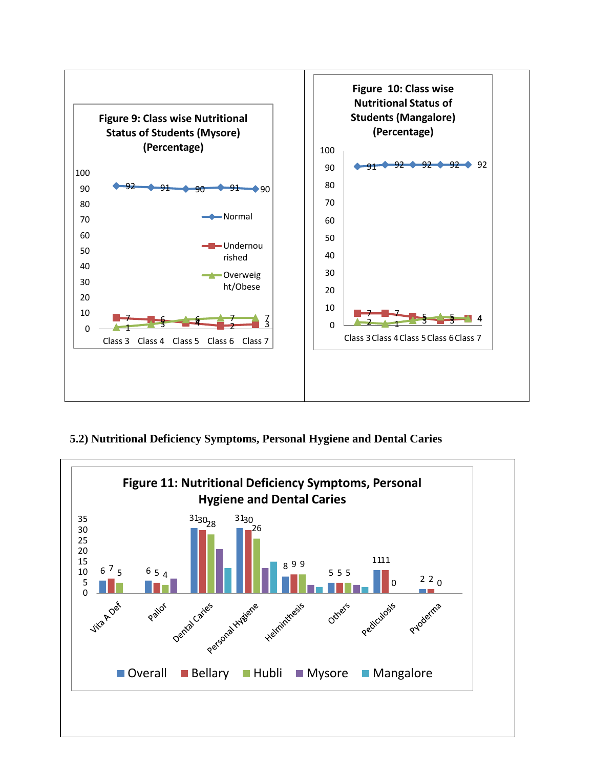**Figure 9: Class wise Nutritional Status of Students (Mysore) (Percentage)**

| | Class 3 | Class 4 | Class 5 | Class 6 | Class 7 |
|---|---|---|---|---|---|
| Normal | 92 | 91 | 90 | 91 | 90 |
| Undernourished | 7 | 6 | 4 | 2 | 3 |
| Overweight/Obese | 1 | 3 | 6 | 7 | 7 |

**Figure 10: Class wise Nutritional Status of Students (Mangalore) (Percentage)**

| | Class 3 | Class 4 | Class 5 | Class 6 | Class 7 |
|---|---|---|---|---|---|
| Normal | 91 | 92 | 92 | 92 | 92 |
| Undernourished | 7 | 7 | 5 | 3 | 4 |
| Overweight/Obese | 2 | 1 | 3 | 5 | 4 |

## 5.2) Nutritional Deficiency Symptoms, Personal Hygiene and Dental Caries

**Figure 11: Nutritional Deficiency Symptoms, Personal Hygiene and Dental Caries**

| | Overall | Bellary | Hubli | Mysore | Mangalore |
|---|---|---|---|---|---|
| Vita A Def | 6 | 7 | 5 | | |
| Pallor | 6 | 5 | 4 | | |
| Dental Caries | 31 | 30 | 28 | | |
| Personal Hygiene | 31 | 30 | 26 | | |
| Helminthesis | 8 | 9 | 9 | | |
| Others | 5 | 5 | 5 | | |
| Pediculosis | 11 | 11 | 0 | | |
| Pyoderma | 2 | 2 | 0 | | |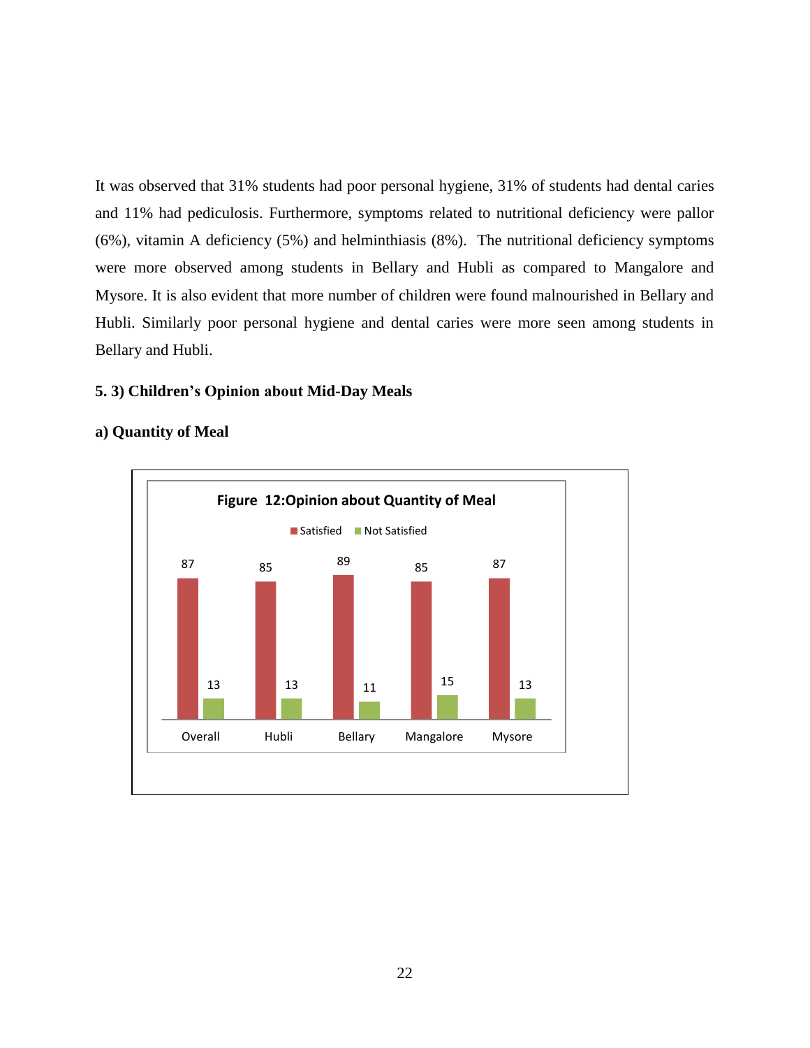It was observed that 31% students had poor personal hygiene, 31% of students had dental caries and 11% had pediculosis. Furthermore, symptoms related to nutritional deficiency were pallor (6%), vitamin A deficiency (5%) and helminthiasis (8%). The nutritional deficiency symptoms were more observed among students in Bellary and Hubli as compared to Mangalore and Mysore. It is also evident that more number of children were found malnourished in Bellary and Hubli. Similarly poor personal hygiene and dental caries were more seen among students in Bellary and Hubli.

### 5. 3) Children's Opinion about Mid-Day Meals

#### a) Quantity of Meal

**Figure 12:Opinion about Quantity of Meal**

| | Satisfied | Not Satisfied |
|---|---|---|
| Overall | 87 | 13 |
| Hubli | 85 | 13 |
| Bellary | 89 | 11 |
| Mangalore | 85 | 15 |
| Mysore | 87 | 13 |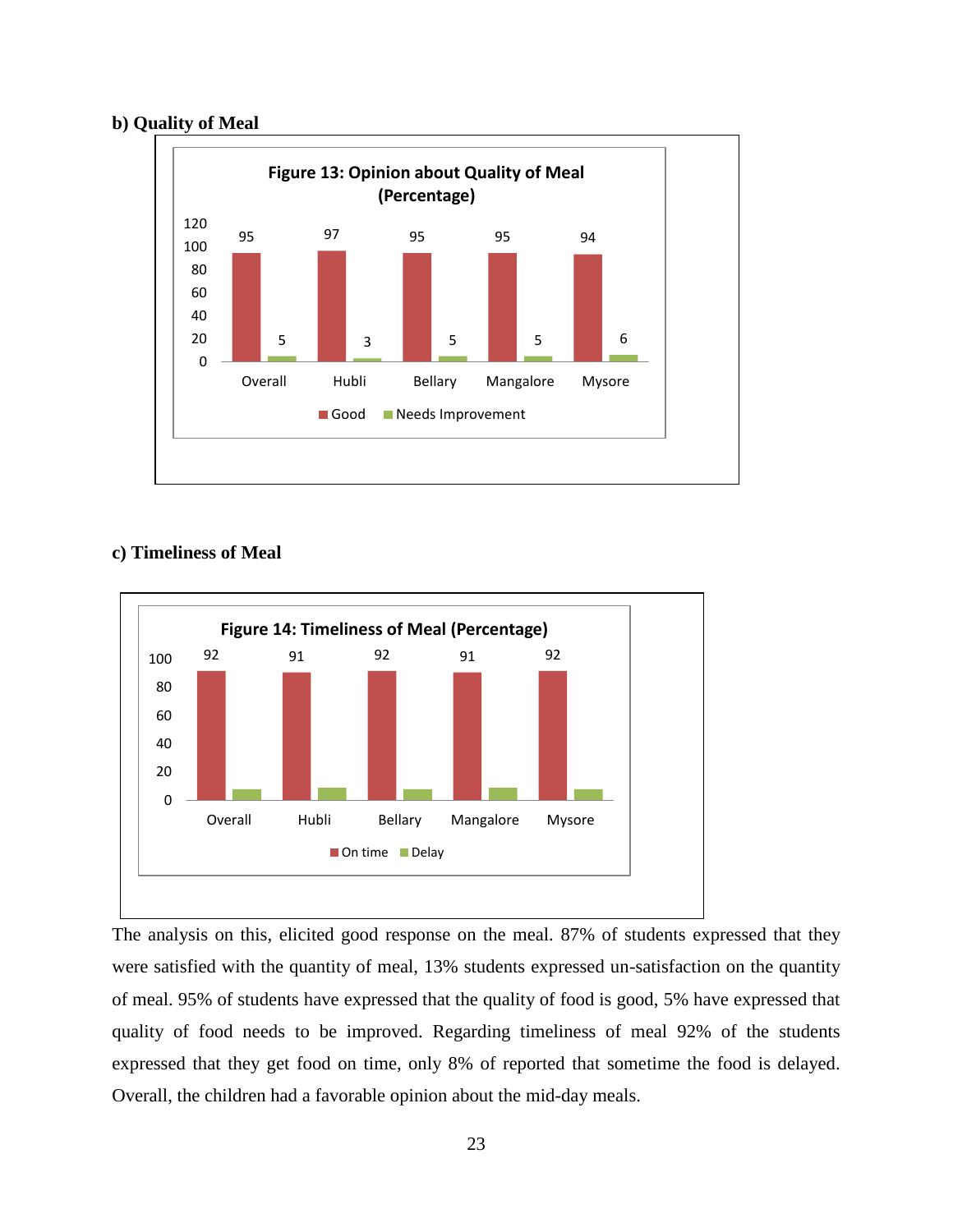**b) Quality of Meal**

**Figure 13: Opinion about Quality of Meal (Percentage)**

| | Good | Needs Improvement |
|---|---|---|
| Overall | 95 | 5 |
| Hubli | 97 | 3 |
| Bellary | 95 | 5 |
| Mangalore | 95 | 5 |
| Mysore | 94 | 6 |

**c) Timeliness of Meal**

**Figure 14: Timeliness of Meal (Percentage)**

| | On time | Delay |
|---|---|---|
| Overall | 92 | |
| Hubli | 91 | |
| Bellary | 92 | |
| Mangalore | 91 | |
| Mysore | 92 | |

The analysis on this, elicited good response on the meal. 87% of students expressed that they were satisfied with the quantity of meal, 13% students expressed un-satisfaction on the quantity of meal. 95% of students have expressed that the quality of food is good, 5% have expressed that quality of food needs to be improved. Regarding timeliness of meal 92% of the students expressed that they get food on time, only 8% of reported that sometime the food is delayed. Overall, the children had a favorable opinion about the mid-day meals.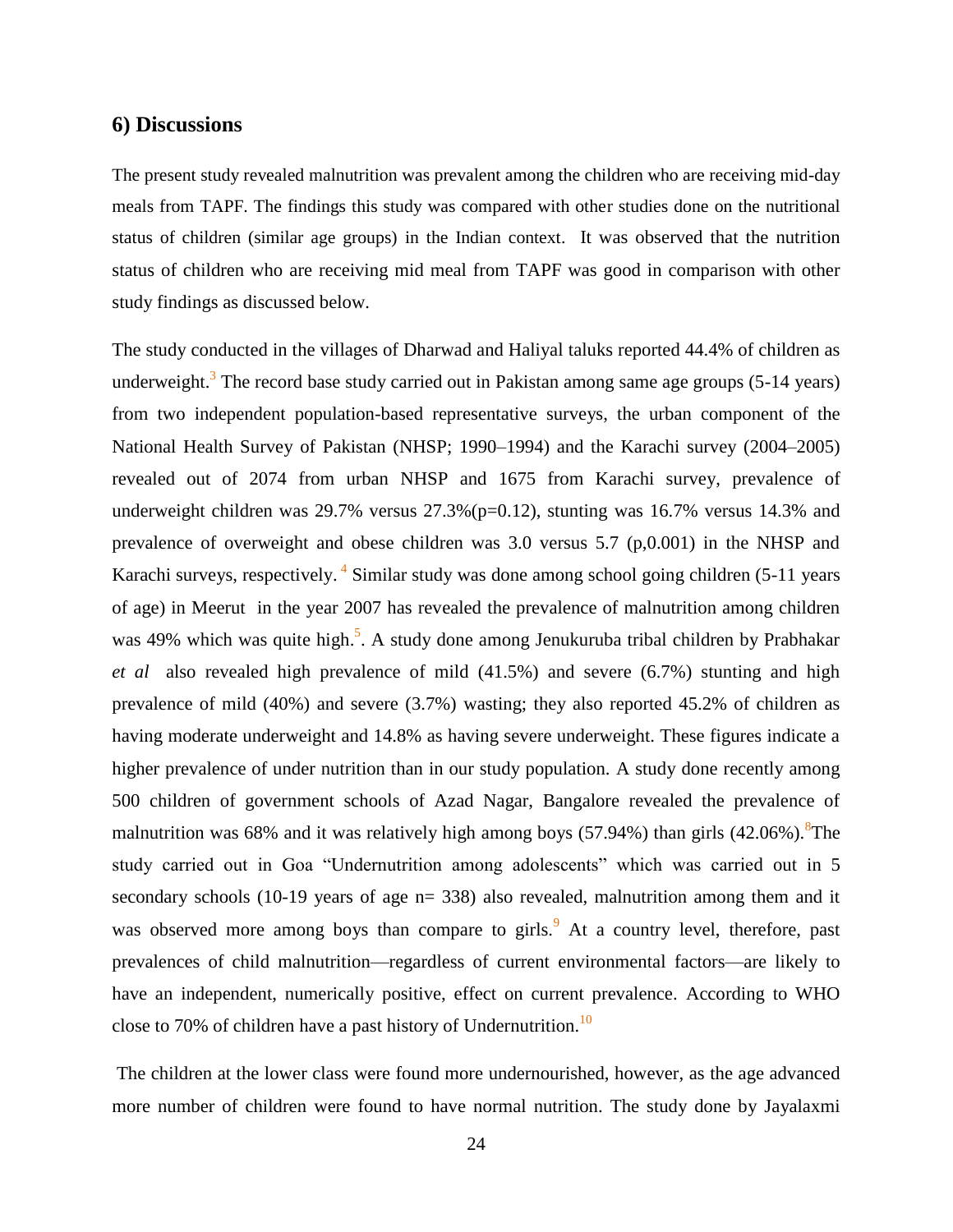## 6) Discussions

The present study revealed malnutrition was prevalent among the children who are receiving mid-day meals from TAPF. The findings this study was compared with other studies done on the nutritional status of children (similar age groups) in the Indian context. It was observed that the nutrition status of children who are receiving mid meal from TAPF was good in comparison with other study findings as discussed below.

The study conducted in the villages of Dharwad and Haliyal taluks reported 44.4% of children as underweight.[3] The record base study carried out in Pakistan among same age groups (5-14 years) from two independent population-based representative surveys, the urban component of the National Health Survey of Pakistan (NHSP; 1990–1994) and the Karachi survey (2004–2005) revealed out of 2074 from urban NHSP and 1675 from Karachi survey, prevalence of underweight children was 29.7% versus 27.3%(p=0.12), stunting was 16.7% versus 14.3% and prevalence of overweight and obese children was 3.0 versus 5.7 (p,0.001) in the NHSP and Karachi surveys, respectively. [4] Similar study was done among school going children (5-11 years of age) in Meerut in the year 2007 has revealed the prevalence of malnutrition among children was 49% which was quite high.[5]. A study done among Jenukuruba tribal children by Prabhakar *et al* also revealed high prevalence of mild (41.5%) and severe (6.7%) stunting and high prevalence of mild (40%) and severe (3.7%) wasting; they also reported 45.2% of children as having moderate underweight and 14.8% as having severe underweight. These figures indicate a higher prevalence of under nutrition than in our study population. A study done recently among 500 children of government schools of Azad Nagar, Bangalore revealed the prevalence of malnutrition was 68% and it was relatively high among boys (57.94%) than girls (42.06%).[8]The study carried out in Goa "Undernutrition among adolescents" which was carried out in 5 secondary schools (10-19 years of age n= 338) also revealed, malnutrition among them and it was observed more among boys than compare to girls.[9] At a country level, therefore, past prevalences of child malnutrition—regardless of current environmental factors—are likely to have an independent, numerically positive, effect on current prevalence. According to WHO close to 70% of children have a past history of Undernutrition.[10]

The children at the lower class were found more undernourished, however, as the age advanced more number of children were found to have normal nutrition. The study done by Jayalaxmi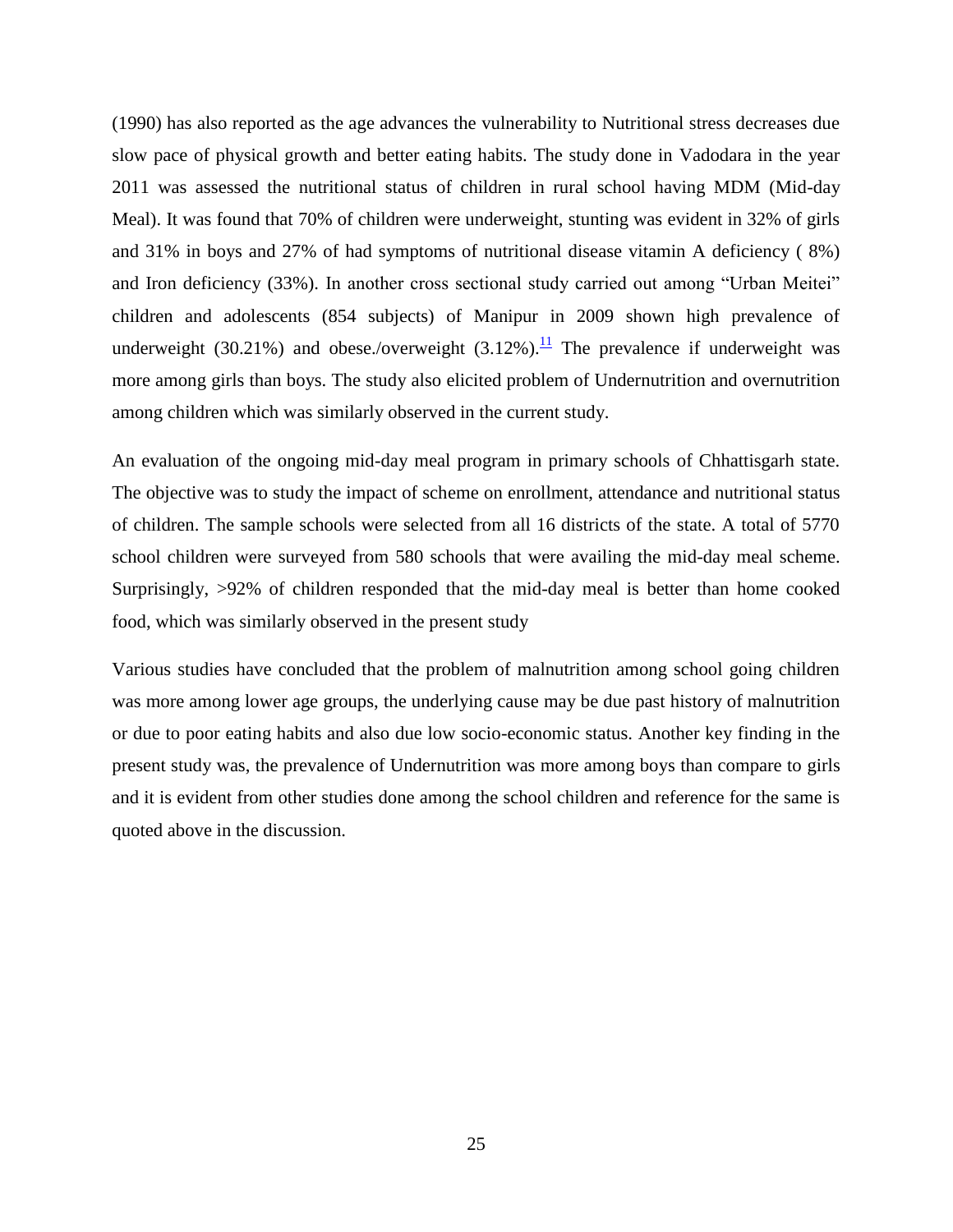(1990) has also reported as the age advances the vulnerability to Nutritional stress decreases due slow pace of physical growth and better eating habits. The study done in Vadodara in the year 2011 was assessed the nutritional status of children in rural school having MDM (Mid-day Meal). It was found that 70% of children were underweight, stunting was evident in 32% of girls and 31% in boys and 27% of had symptoms of nutritional disease vitamin A deficiency ( 8%) and Iron deficiency (33%). In another cross sectional study carried out among "Urban Meitei" children and adolescents (854 subjects) of Manipur in 2009 shown high prevalence of underweight (30.21%) and obese./overweight (3.12%).[11] The prevalence if underweight was more among girls than boys. The study also elicited problem of Undernutrition and overnutrition among children which was similarly observed in the current study.

An evaluation of the ongoing mid-day meal program in primary schools of Chhattisgarh state. The objective was to study the impact of scheme on enrollment, attendance and nutritional status of children. The sample schools were selected from all 16 districts of the state. A total of 5770 school children were surveyed from 580 schools that were availing the mid-day meal scheme. Surprisingly, >92% of children responded that the mid-day meal is better than home cooked food, which was similarly observed in the present study

Various studies have concluded that the problem of malnutrition among school going children was more among lower age groups, the underlying cause may be due past history of malnutrition or due to poor eating habits and also due low socio-economic status. Another key finding in the present study was, the prevalence of Undernutrition was more among boys than compare to girls and it is evident from other studies done among the school children and reference for the same is quoted above in the discussion.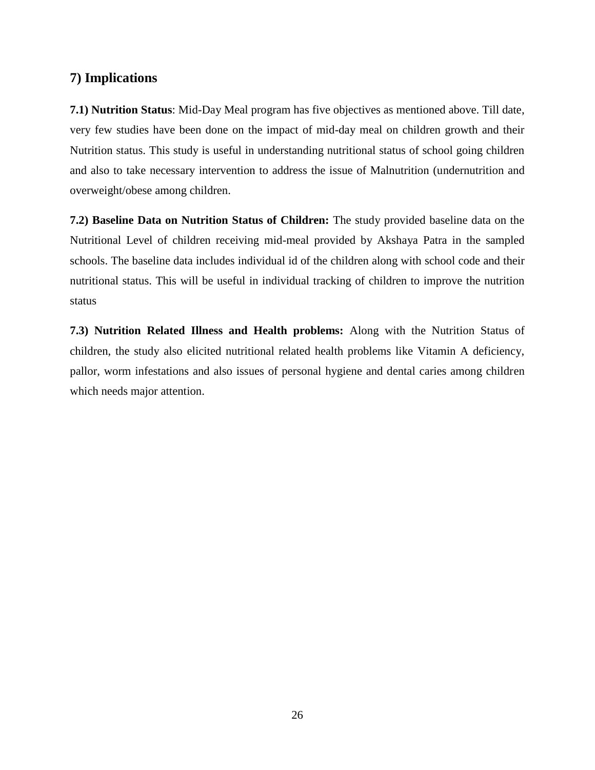## 7) Implications

**7.1) Nutrition Status**: Mid-Day Meal program has five objectives as mentioned above. Till date, very few studies have been done on the impact of mid-day meal on children growth and their Nutrition status. This study is useful in understanding nutritional status of school going children and also to take necessary intervention to address the issue of Malnutrition (undernutrition and overweight/obese among children.

**7.2) Baseline Data on Nutrition Status of Children:** The study provided baseline data on the Nutritional Level of children receiving mid-meal provided by Akshaya Patra in the sampled schools. The baseline data includes individual id of the children along with school code and their nutritional status. This will be useful in individual tracking of children to improve the nutrition status

**7.3) Nutrition Related Illness and Health problems:** Along with the Nutrition Status of children, the study also elicited nutritional related health problems like Vitamin A deficiency, pallor, worm infestations and also issues of personal hygiene and dental caries among children which needs major attention.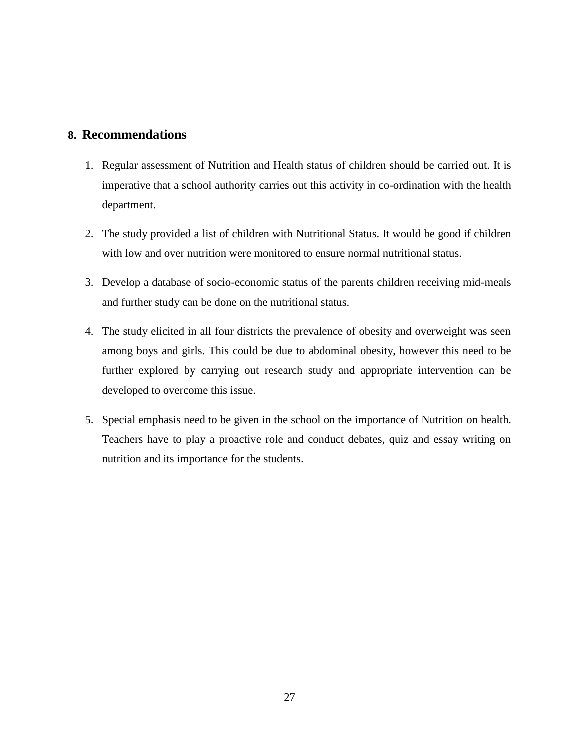## 8. Recommendations

1. Regular assessment of Nutrition and Health status of children should be carried out. It is imperative that a school authority carries out this activity in co-ordination with the health department.

2. The study provided a list of children with Nutritional Status. It would be good if children with low and over nutrition were monitored to ensure normal nutritional status.

3. Develop a database of socio-economic status of the parents children receiving mid-meals and further study can be done on the nutritional status.

4. The study elicited in all four districts the prevalence of obesity and overweight was seen among boys and girls. This could be due to abdominal obesity, however this need to be further explored by carrying out research study and appropriate intervention can be developed to overcome this issue.

5. Special emphasis need to be given in the school on the importance of Nutrition on health. Teachers have to play a proactive role and conduct debates, quiz and essay writing on nutrition and its importance for the students.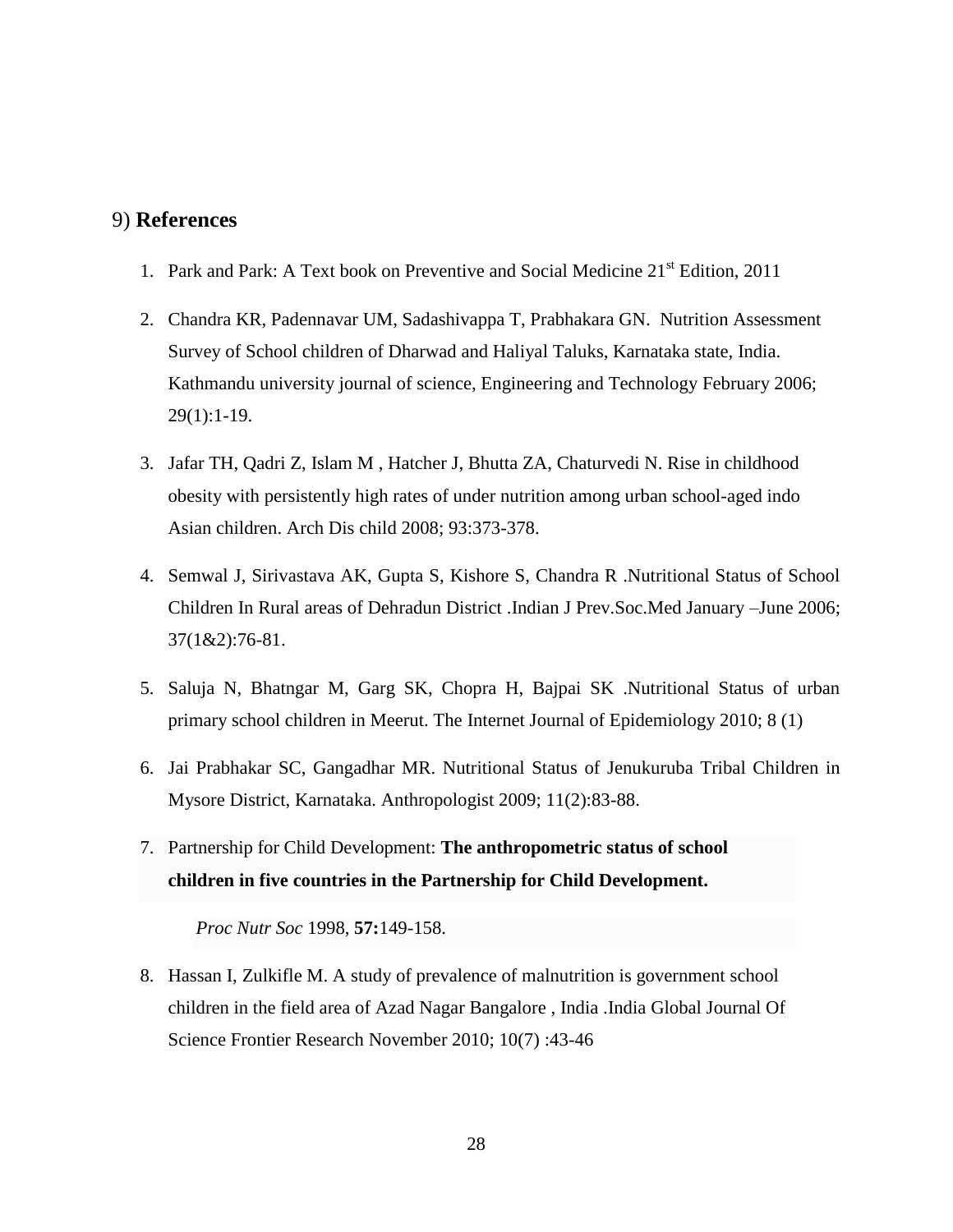## 9) **References**

1. Park and Park: A Text book on Preventive and Social Medicine 21st Edition, 2011

2. Chandra KR, Padennavar UM, Sadashivappa T, Prabhakara GN. Nutrition Assessment Survey of School children of Dharwad and Haliyal Taluks, Karnataka state, India. Kathmandu university journal of science, Engineering and Technology February 2006; 29(1):1-19.

3. Jafar TH, Qadri Z, Islam M , Hatcher J, Bhutta ZA, Chaturvedi N. Rise in childhood obesity with persistently high rates of under nutrition among urban school-aged indo Asian children. Arch Dis child 2008; 93:373-378.

4. Semwal J, Sirivastava AK, Gupta S, Kishore S, Chandra R .Nutritional Status of School Children In Rural areas of Dehradun District .Indian J Prev.Soc.Med January –June 2006; 37(1&2):76-81.

5. Saluja N, Bhatngar M, Garg SK, Chopra H, Bajpai SK .Nutritional Status of urban primary school children in Meerut. The Internet Journal of Epidemiology 2010; 8 (1)

6. Jai Prabhakar SC, Gangadhar MR. Nutritional Status of Jenukuruba Tribal Children in Mysore District, Karnataka. Anthropologist 2009; 11(2):83-88.

7. Partnership for Child Development: **The anthropometric status of school children in five countries in the Partnership for Child Development.**

   *Proc Nutr Soc* 1998, **57:**149-158.

8. Hassan I, Zulkifle M. A study of prevalence of malnutrition is government school children in the field area of Azad Nagar Bangalore , India .India Global Journal Of Science Frontier Research November 2010; 10(7) :43-46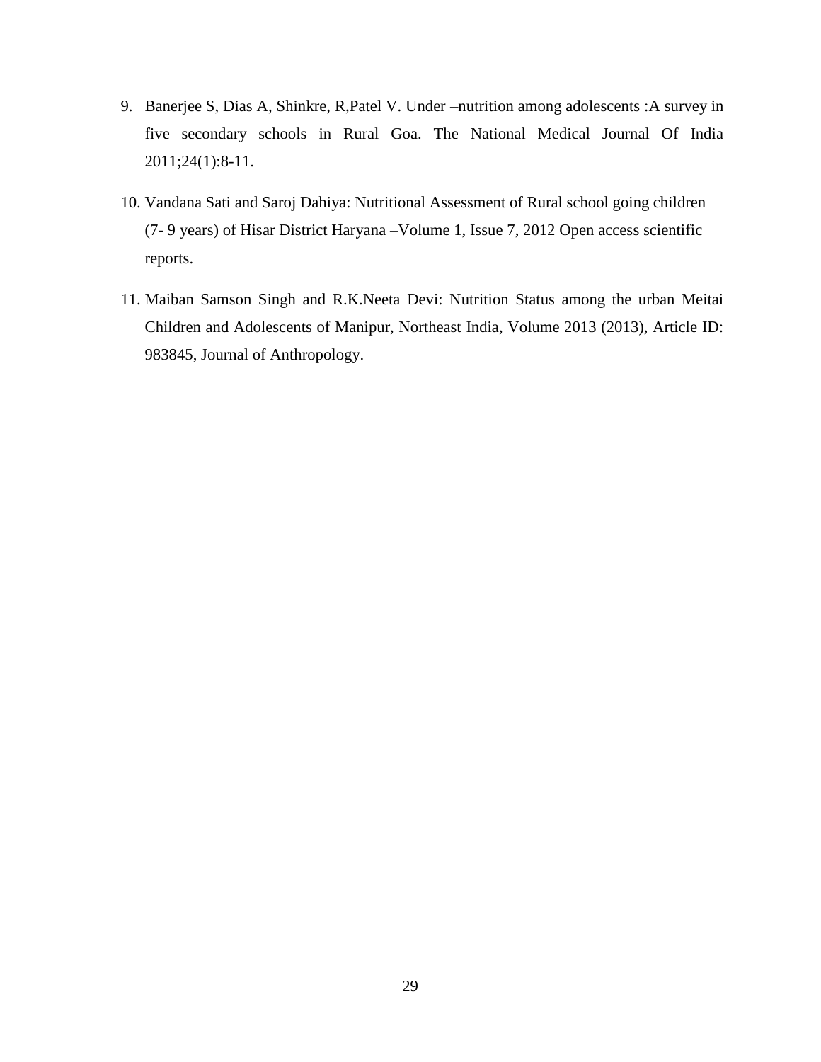9. Banerjee S, Dias A, Shinkre, R,Patel V. Under –nutrition among adolescents :A survey in five secondary schools in Rural Goa. The National Medical Journal Of India 2011;24(1):8-11.

10. Vandana Sati and Saroj Dahiya: Nutritional Assessment of Rural school going children (7- 9 years) of Hisar District Haryana –Volume 1, Issue 7, 2012 Open access scientific reports.

11. Maiban Samson Singh and R.K.Neeta Devi: Nutrition Status among the urban Meitai Children and Adolescents of Manipur, Northeast India, Volume 2013 (2013), Article ID: 983845, Journal of Anthropology.